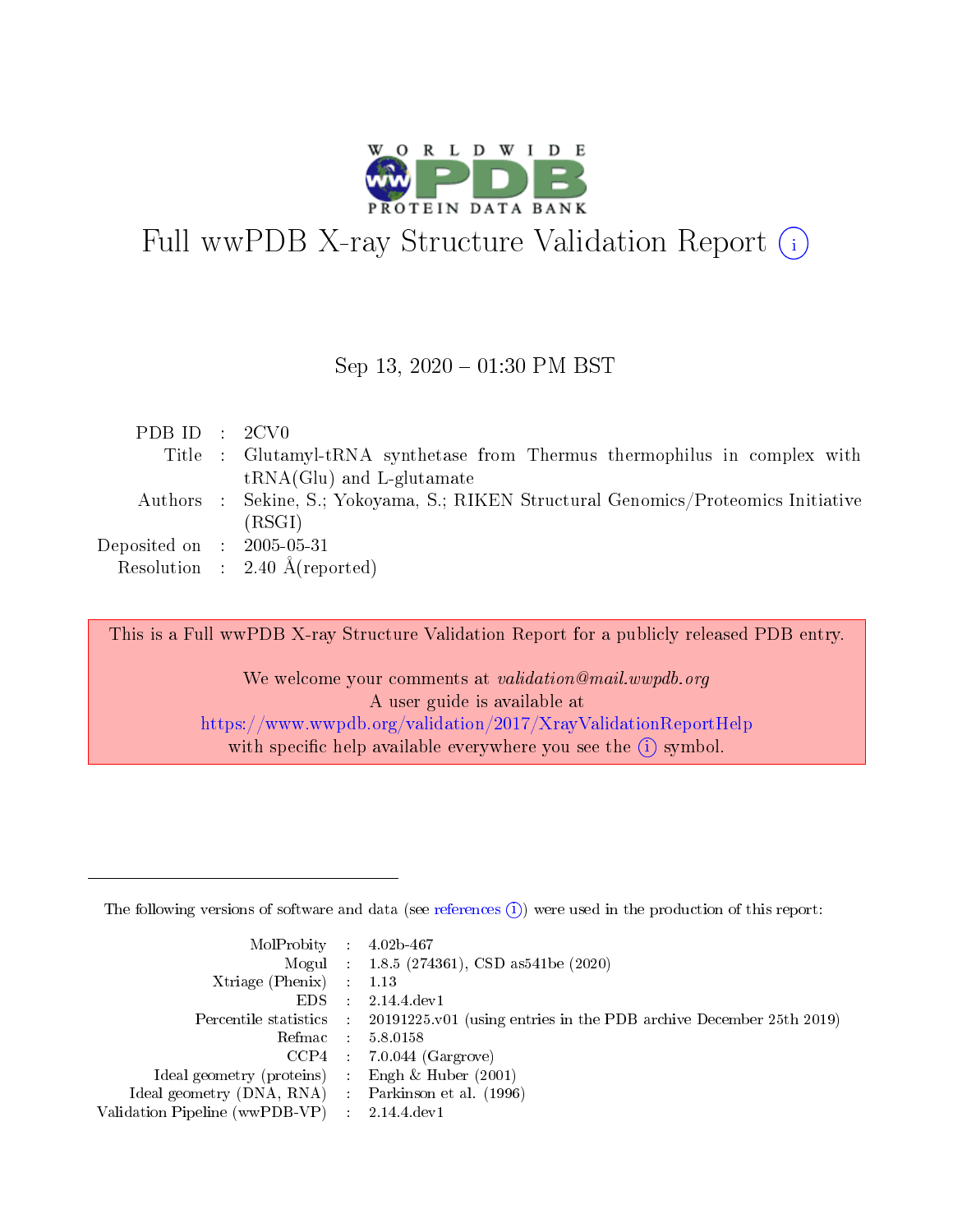# Full wwPDB X-ray Structure Validation Report ⓘ

Sep 13, 2020 – 01:30 PM BST

| | | |
|---|---|---|
| PDB ID | : | 2CV0 |
| Title | : | Glutamyl-tRNA synthetase from Thermus thermophilus in complex with tRNA(Glu) and L-glutamate |
| Authors | : | Sekine, S.; Yokoyama, S.; RIKEN Structural Genomics/Proteomics Initiative (RSGI) |
| Deposited on | : | 2005-05-31 |
| Resolution | : | 2.40 Å(reported) |

This is a Full wwPDB X-ray Structure Validation Report for a publicly released PDB entry.

We welcome your comments at *validation@mail.wwpdb.org*
A user guide is available at
https://www.wwpdb.org/validation/2017/XrayValidationReportHelp
with specific help available everywhere you see the ⓘ symbol.

---

The following versions of software and data (see references ⓘ) were used in the production of this report:

| | | |
|---|---|---|
| MolProbity | : | 4.02b-467 |
| Mogul | : | 1.8.5 (274361), CSD as541be (2020) |
| Xtriage (Phenix) | : | 1.13 |
| EDS | : | 2.14.4.dev1 |
| Percentile statistics | : | 20191225.v01 (using entries in the PDB archive December 25th 2019) |
| Refmac | : | 5.8.0158 |
| CCP4 | : | 7.0.044 (Gargrove) |
| Ideal geometry (proteins) | : | Engh & Huber (2001) |
| Ideal geometry (DNA, RNA) | : | Parkinson et al. (1996) |
| Validation Pipeline (wwPDB-VP) | : | 2.14.4.dev1 |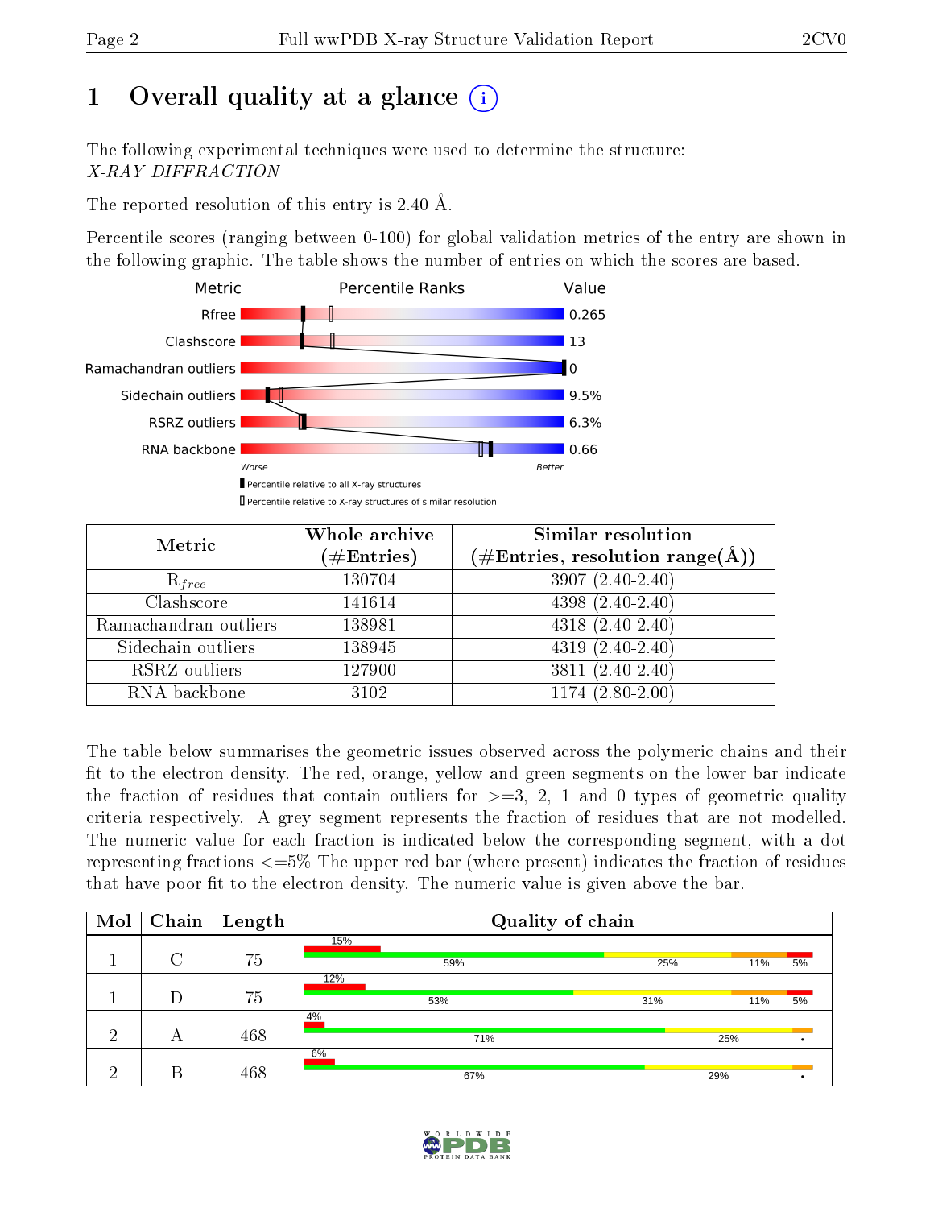# 1 Overall quality at a glance

The following experimental techniques were used to determine the structure:
*X-RAY DIFFRACTION*

The reported resolution of this entry is 2.40 Å.

Percentile scores (ranging between 0-100) for global validation metrics of the entry are shown in the following graphic. The table shows the number of entries on which the scores are based.

| Metric | Value |
|---|---|
| Rfree | 0.265 |
| Clashscore | 13 |
| Ramachandran outliers | 0 |
| Sidechain outliers | 9.5% |
| RSRZ outliers | 6.3% |
| RNA backbone | 0.66 |

Worse — Better

Percentile relative to all X-ray structures

Percentile relative to X-ray structures of similar resolution

| Metric | Whole archive (#Entries) | Similar resolution (#Entries, resolution range(Å)) |
|---|---|---|
| $R_{free}$ | 130704 | 3907 (2.40-2.40) |
| Clashscore | 141614 | 4398 (2.40-2.40) |
| Ramachandran outliers | 138981 | 4318 (2.40-2.40) |
| Sidechain outliers | 138945 | 4319 (2.40-2.40) |
| RSRZ outliers | 127900 | 3811 (2.40-2.40) |
| RNA backbone | 3102 | 1174 (2.80-2.00) |

The table below summarises the geometric issues observed across the polymeric chains and their fit to the electron density. The red, orange, yellow and green segments on the lower bar indicate the fraction of residues that contain outliers for >=3, 2, 1 and 0 types of geometric quality criteria respectively. A grey segment represents the fraction of residues that are not modelled. The numeric value for each fraction is indicated below the corresponding segment, with a dot representing fractions <=5% The upper red bar (where present) indicates the fraction of residues that have poor fit to the electron density. The numeric value is given above the bar.

| Mol | Chain | Length | Quality of chain |
|---|---|---|---|
| 1 | C | 75 | 15%; 59%, 25%, 11%, 5% |
| 1 | D | 75 | 12%; 53%, 31%, 11%, 5% |
| 2 | A | 468 | 4%; 71%, 25%, • |
| 2 | B | 468 | 6%; 67%, 29%, • |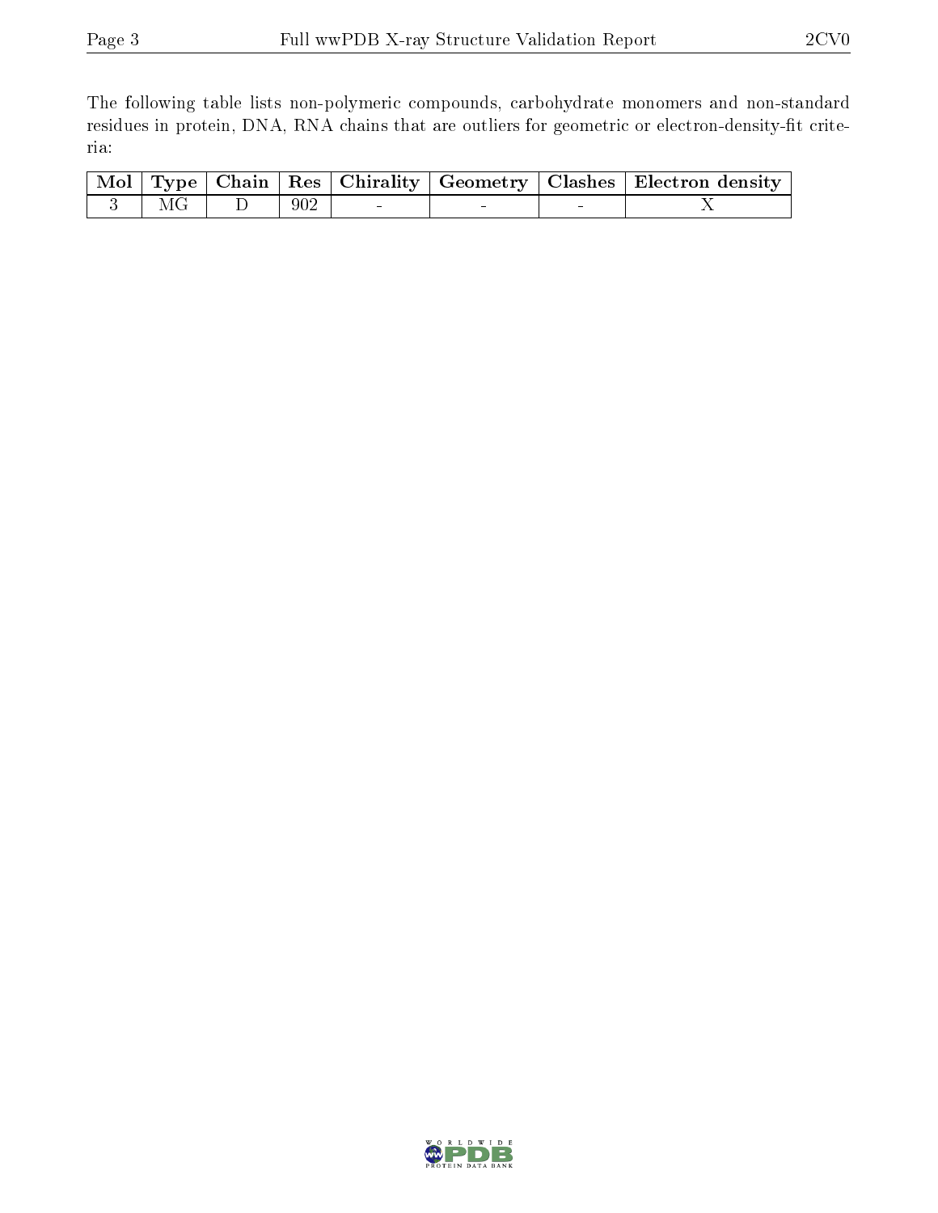The following table lists non-polymeric compounds, carbohydrate monomers and non-standard residues in protein, DNA, RNA chains that are outliers for geometric or electron-density-fit criteria:

| Mol | Type | Chain | Res | Chirality | Geometry | Clashes | Electron density |
|---|---|---|---|---|---|---|---|
| 3 | MG | D | 902 | - | - | - | X |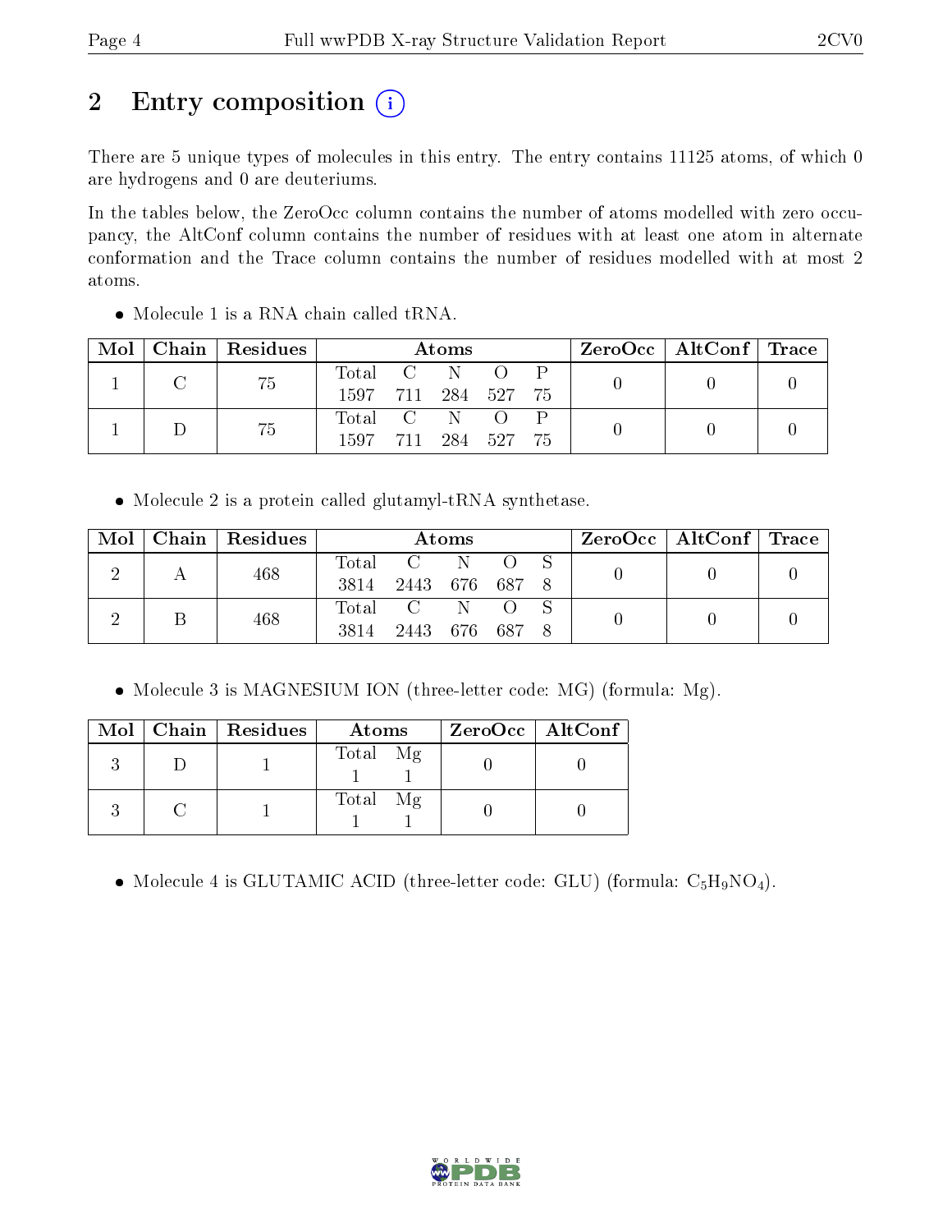# 2 Entry composition (i)

There are 5 unique types of molecules in this entry. The entry contains 11125 atoms, of which 0 are hydrogens and 0 are deuteriums.

In the tables below, the ZeroOcc column contains the number of atoms modelled with zero occupancy, the AltConf column contains the number of residues with at least one atom in alternate conformation and the Trace column contains the number of residues modelled with at most 2 atoms.

- Molecule 1 is a RNA chain called tRNA.

| Mol | Chain | Residues | Atoms | | | | | ZeroOcc | AltConf | Trace |
|---|---|---|---|---|---|---|---|---|---|---|
| 1 | C | 75 | Total<br>1597 | C<br>711 | N<br>284 | O<br>527 | P<br>75 | 0 | 0 | 0 |
| 1 | D | 75 | Total<br>1597 | C<br>711 | N<br>284 | O<br>527 | P<br>75 | 0 | 0 | 0 |

- Molecule 2 is a protein called glutamyl-tRNA synthetase.

| Mol | Chain | Residues | Atoms | | | | | ZeroOcc | AltConf | Trace |
|---|---|---|---|---|---|---|---|---|---|---|
| 2 | A | 468 | Total<br>3814 | C<br>2443 | N<br>676 | O<br>687 | S<br>8 | 0 | 0 | 0 |
| 2 | B | 468 | Total<br>3814 | C<br>2443 | N<br>676 | O<br>687 | S<br>8 | 0 | 0 | 0 |

- Molecule 3 is MAGNESIUM ION (three-letter code: MG) (formula: Mg).

| Mol | Chain | Residues | Atoms | | ZeroOcc | AltConf |
|---|---|---|---|---|---|---|
| 3 | D | 1 | Total<br>1 | Mg<br>1 | 0 | 0 |
| 3 | C | 1 | Total<br>1 | Mg<br>1 | 0 | 0 |

- Molecule 4 is GLUTAMIC ACID (three-letter code: GLU) (formula: $C_5H_9NO_4$).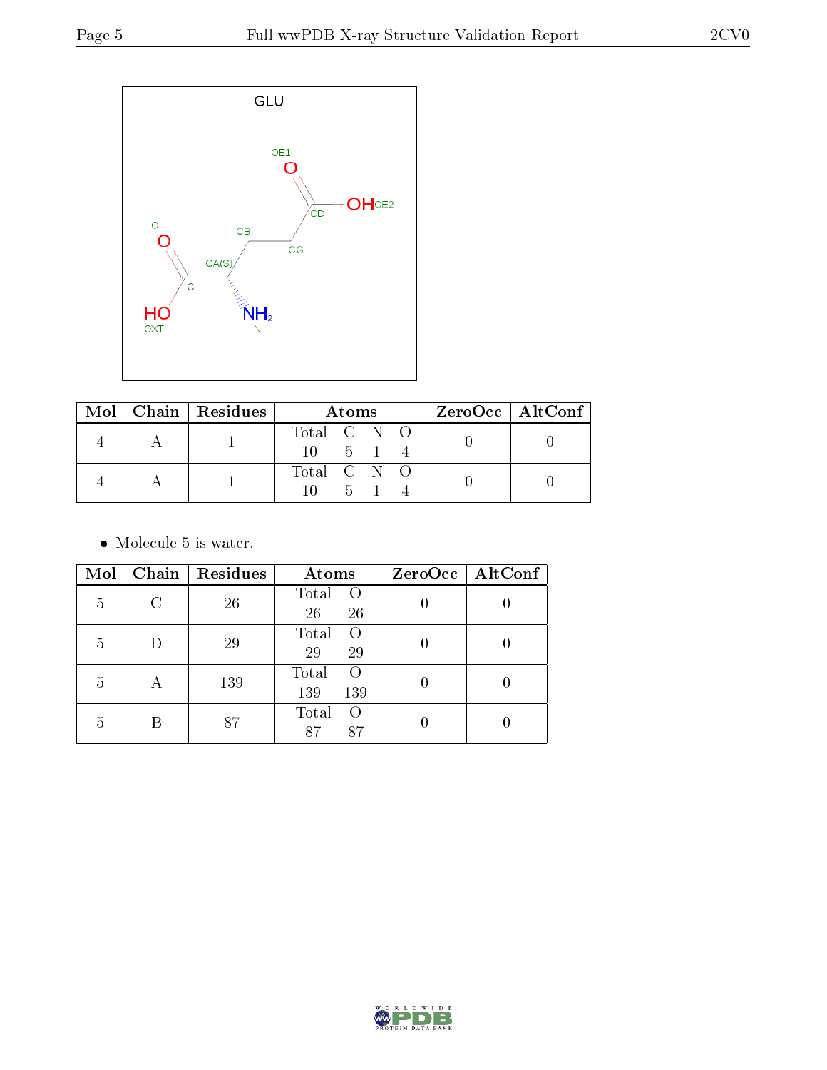| Mol | Chain | Residues | Atoms | | | | ZeroOcc | AltConf |
|---|---|---|---|---|---|---|---|---|
| | | | Total | C | N | O | | |
| 4 | A | 1 | 10 | 5 | 1 | 4 | 0 | 0 |
| 4 | A | 1 | 10 | 5 | 1 | 4 | 0 | 0 |

- Molecule 5 is water.

| Mol | Chain | Residues | Atoms | | ZeroOcc | AltConf |
|---|---|---|---|---|---|---|
| | | | Total | O | | |
| 5 | C | 26 | 26 | 26 | 0 | 0 |
| 5 | D | 29 | 29 | 29 | 0 | 0 |
| 5 | A | 139 | 139 | 139 | 0 | 0 |
| 5 | B | 87 | 87 | 87 | 0 | 0 |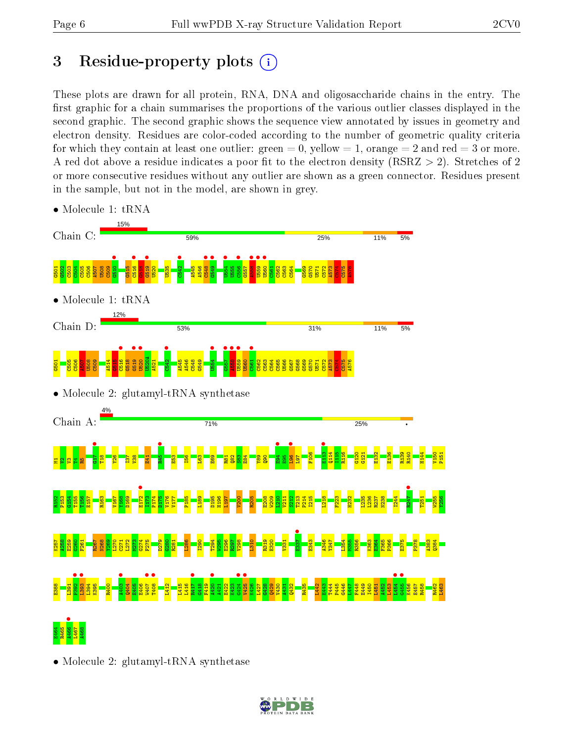# 3 Residue-property plots

These plots are drawn for all protein, RNA, DNA and oligosaccharide chains in the entry. The first graphic for a chain summarises the proportions of the various outlier classes displayed in the second graphic. The second graphic shows the sequence view annotated by issues in geometry and electron density. Residues are color-coded according to the number of geometric quality criteria for which they contain at least one outlier: green = 0, yellow = 1, orange = 2 and red = 3 or more. A red dot above a residue indicates a poor fit to the electron density (RSRZ > 2). Stretches of 2 or more consecutive residues without any outlier are shown as a green connector. Residues present in the sample, but not in the model, are shown in grey.

- Molecule 1: tRNA

Chain C: 15% | 59% | 25% | 11% | 5%

G501 G502 C503 C504 C505 C506 A507 U508 C509 G510 G515 C516 G518 G519 U520 U535 C542 A545 A546 C548 G549 U554 U555 C556 G557 A558 U559 U560 C561 C562 C563 C564 G569 G570 U571 C572 A573 C574 C575 A576

- Molecule 1: tRNA

Chain D: 12% | 53% | 31% | 11% | 5%

G501 C505 C506 A507 U508 C509 A514 G515 C516 G518 G519 U520 U520A A521 C542 A545 A546 C548 G549 U554 G557 A558 U559 U560 C561 C562 C563 C564 C565 U566 G567 G568 G569 G570 U571 C572 A573 C574 C575 A576

- Molecule 2: glutamyl-tRNA synthetase

Chain A: 4% | 71% | 25% | •

M1 V2 T4 R5 G17 T18 Y26 I37 V38 E41 R45 E53 I56 L63 E69 R81 Q82 S83 E84 Y89 Q90 E94 E95 L96 L97 F106 E113 Q114 I115 R116 G120 G121 E132 E136 R139 R140 H144 V150 P151 R152 P153 G154 T155 T156 E157 R163 V167 Y168 D169 E172 I173 P174 D175 V176 V177 P185 L189 D195 H196 L197 V200 R205 E208 W209 L210 V211 S212 T213 P214 I215 L218 F223 H232 L235 L236 R237 N238 I244 R247 T251 W255 Y256 K257 A258 Y259 G260 F261 R267 N268 V269 L270 C271 L272 M273 G274 F275 D279 G280 R281 L286 I290 T294 W295 E296 R297 V298 L310 R319 E320 V331 E337 E343 A346 Y347 L354 M355 R356 K363 E364 F365 F366 E375 P378 A383 Q384 E388 L391 P392 L393 L394 K395 R400 A403 Q404 E405 E406 W407 T408 L412 L415 L416 R417 G418 F419 A420 A421 E422 K423 G424 V425 K426 L427 G428 Q429 V430 A431 Q432 R435 L442 E443 T444 P445 G446 L447 F448 E449 I450 L451 A452 L453 L454 G455 K456 E457 R458 R462 L463 E464 R465 A466 L467 A468

- Molecule 2: glutamyl-tRNA synthetase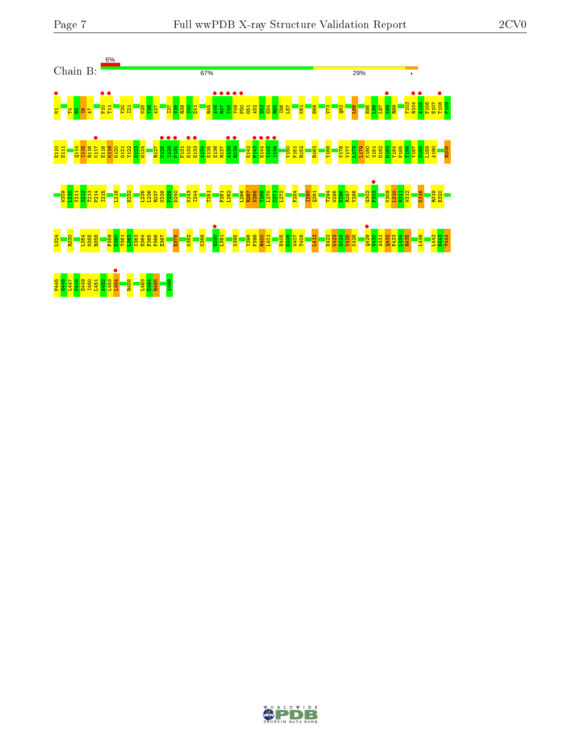Chain B:

6%

67%

29%

M1 T4 R5 I6 A7 P10 T11 Y20 I21 N25 Y26 A27 I37 V38 R39 I40 E41 R45 A46 R47 V48 V49 P50 G51 A52 E53 E54 R55 I56 L57 K61 E69 V73 Q82 L86 E95 L96 L97 K98 R99 Y103 R104 A105 F106 E107 T108 P109

E110 E111 Q114 I115 R116 K117 E118 K119 G120 G121 Y122 D123 G124 R127 N128 I129 P130 P131 E132 E133 A134 E135 E136 R137 A138 R139 E142 P143 H144 V145 I146 V150 P151 R152 R163 Y168 V176 V177 L178 L179 K180 S181 D182 G183 Y184 P185 T186 Y187 H188 L189 A190 R205

W209 I210 V211 S212 T213 P214 I215 L218 H232 L235 L236 R237 N238 P239 D240 K243 I244 T251 F261 L262 L266 R267 N268 Y269 L270 C271 L272 F284 I290 Q291 T294 W295 E296 R297 V298 G302 P303 K309 L310 R311 W312 K316 R319 E320

L324 R330 L354 M355 R356 F359 D360 T361 L362 K363 E364 F365 P366 E367 E375 K382 K386 G390 L391 K395 Y398 P399 R400 L401 E405 E406 W407 T408 L412 E422 K423 G424 V425 K426 Q429 V430 A431 Q432 P433 L434 R435 L438 L442 E443 T444

P445 G446 L447 F448 E449 I450 L451 A452 L453 L454 R458 L463 E464 R465 A468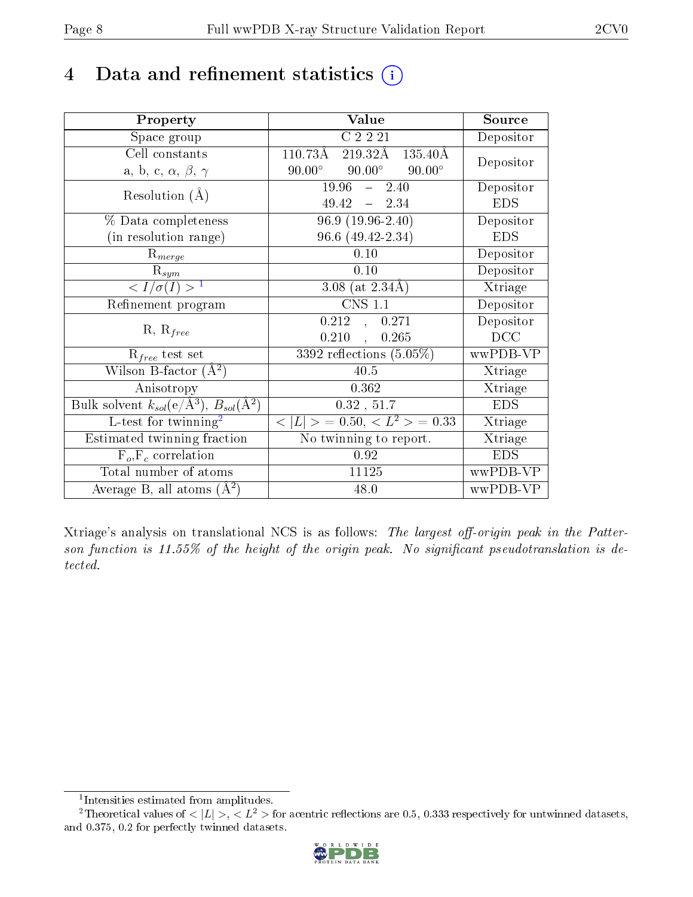# 4 Data and refinement statistics (i)

| Property | Value | Source |
|---|---|---|
| Space group | C 2 2 21 | Depositor |
| Cell constants<br>a, b, c, $\alpha$, $\beta$, $\gamma$ | 110.73Å 219.32Å 135.40Å<br>90.00° 90.00° 90.00° | Depositor |
| Resolution (Å) | 19.96 – 2.40<br>49.42 – 2.34 | Depositor<br>EDS |
| % Data completeness<br>(in resolution range) | 96.9 (19.96-2.40)<br>96.6 (49.42-2.34) | Depositor<br>EDS |
| $R_{merge}$ | 0.10 | Depositor |
| $R_{sym}$ | 0.10 | Depositor |
| $< I/\sigma(I) >$ [1] | 3.08 (at 2.34Å) | Xtriage |
| Refinement program | CNS 1.1 | Depositor |
| R, $R_{free}$ | 0.212 , 0.271<br>0.210 , 0.265 | Depositor<br>DCC |
| $R_{free}$ test set | 3392 reflections (5.05%) | wwPDB-VP |
| Wilson B-factor (Å$^2$) | 40.5 | Xtriage |
| Anisotropy | 0.362 | Xtriage |
| Bulk solvent $k_{sol}$(e/Å$^3$), $B_{sol}$(Å$^2$) | 0.32 , 51.7 | EDS |
| L-test for twinning[2] | $< \|L\| > = 0.50$, $< L^2 > = 0.33$ | Xtriage |
| Estimated twinning fraction | No twinning to report. | Xtriage |
| $F_o$,$F_c$ correlation | 0.92 | EDS |
| Total number of atoms | 11125 | wwPDB-VP |
| Average B, all atoms (Å$^2$) | 48.0 | wwPDB-VP |

Xtriage's analysis on translational NCS is as follows: *The largest off-origin peak in the Patterson function is 11.55% of the height of the origin peak. No significant pseudotranslation is detected.*

[1] Intensities estimated from amplitudes.

[2] Theoretical values of $< |L| >$, $< L^2 >$ for acentric reflections are 0.5, 0.333 respectively for untwinned datasets, and 0.375, 0.2 for perfectly twinned datasets.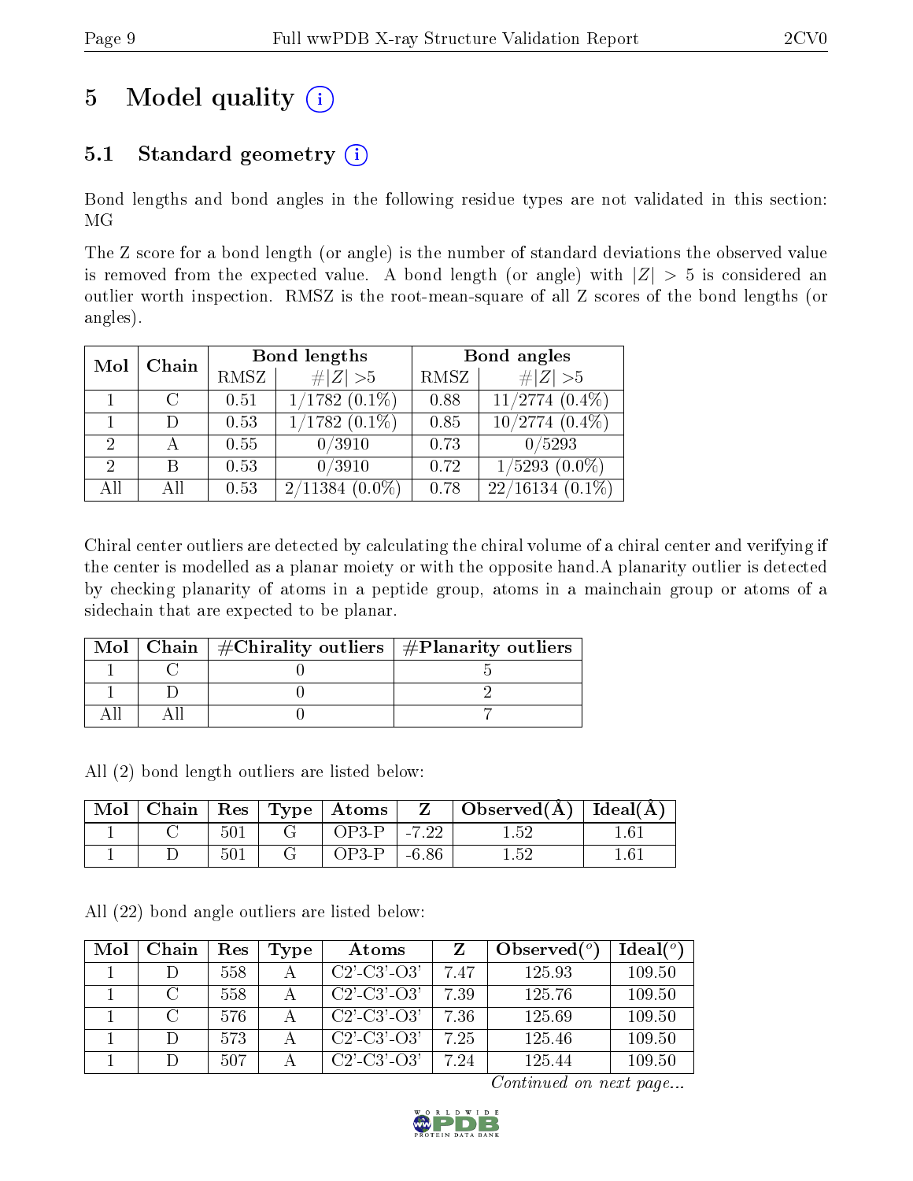# 5 Model quality (i)

## 5.1 Standard geometry (i)

Bond lengths and bond angles in the following residue types are not validated in this section: MG

The Z score for a bond length (or angle) is the number of standard deviations the observed value is removed from the expected value. A bond length (or angle) with $|Z| > 5$ is considered an outlier worth inspection. RMSZ is the root-mean-square of all Z scores of the bond lengths (or angles).

| Mol | Chain | Bond lengths | | Bond angles | |
|---|---|---|---|---|---|
| | | RMSZ | $\#\|Z\| > 5$ | RMSZ | $\#\|Z\| > 5$ |
| 1 | C | 0.51 | 1/1782 (0.1%) | 0.88 | 11/2774 (0.4%) |
| 1 | D | 0.53 | 1/1782 (0.1%) | 0.85 | 10/2774 (0.4%) |
| 2 | A | 0.55 | 0/3910 | 0.73 | 0/5293 |
| 2 | B | 0.53 | 0/3910 | 0.72 | 1/5293 (0.0%) |
| All | All | 0.53 | 2/11384 (0.0%) | 0.78 | 22/16134 (0.1%) |

Chiral center outliers are detected by calculating the chiral volume of a chiral center and verifying if the center is modelled as a planar moiety or with the opposite hand.A planarity outlier is detected by checking planarity of atoms in a peptide group, atoms in a mainchain group or atoms of a sidechain that are expected to be planar.

| Mol | Chain | #Chirality outliers | #Planarity outliers |
|---|---|---|---|
| 1 | C | 0 | 5 |
| 1 | D | 0 | 2 |
| All | All | 0 | 7 |

All (2) bond length outliers are listed below:

| Mol | Chain | Res | Type | Atoms | Z | Observed(Å) | Ideal(Å) |
|---|---|---|---|---|---|---|---|
| 1 | C | 501 | G | OP3-P | -7.22 | 1.52 | 1.61 |
| 1 | D | 501 | G | OP3-P | -6.86 | 1.52 | 1.61 |

All (22) bond angle outliers are listed below:

| Mol | Chain | Res | Type | Atoms | Z | Observed($^o$) | Ideal($^o$) |
|---|---|---|---|---|---|---|---|
| 1 | D | 558 | A | C2'-C3'-O3' | 7.47 | 125.93 | 109.50 |
| 1 | C | 558 | A | C2'-C3'-O3' | 7.39 | 125.76 | 109.50 |
| 1 | C | 576 | A | C2'-C3'-O3' | 7.36 | 125.69 | 109.50 |
| 1 | D | 573 | A | C2'-C3'-O3' | 7.25 | 125.46 | 109.50 |
| 1 | D | 507 | A | C2'-C3'-O3' | 7.24 | 125.44 | 109.50 |

*Continued on next page...*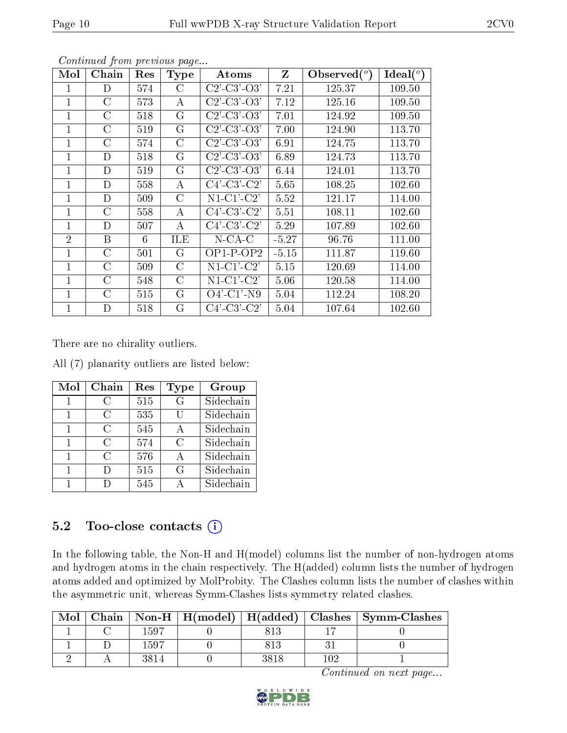*Continued from previous page...*

| Mol | Chain | Res | Type | Atoms | Z | Observed(°) | Ideal(°) |
|---|---|---|---|---|---|---|---|
| 1 | D | 574 | C | C2'-C3'-O3' | 7.21 | 125.37 | 109.50 |
| 1 | C | 573 | A | C2'-C3'-O3' | 7.12 | 125.16 | 109.50 |
| 1 | C | 518 | G | C2'-C3'-O3' | 7.01 | 124.92 | 109.50 |
| 1 | C | 519 | G | C2'-C3'-O3' | 7.00 | 124.90 | 113.70 |
| 1 | C | 574 | C | C2'-C3'-O3' | 6.91 | 124.75 | 113.70 |
| 1 | D | 518 | G | C2'-C3'-O3' | 6.89 | 124.73 | 113.70 |
| 1 | D | 519 | G | C2'-C3'-O3' | 6.44 | 124.01 | 113.70 |
| 1 | D | 558 | A | C4'-C3'-C2' | 5.65 | 108.25 | 102.60 |
| 1 | D | 509 | C | N1-C1'-C2' | 5.52 | 121.17 | 114.00 |
| 1 | C | 558 | A | C4'-C3'-C2' | 5.51 | 108.11 | 102.60 |
| 1 | D | 507 | A | C4'-C3'-C2' | 5.29 | 107.89 | 102.60 |
| 2 | B | 6 | ILE | N-CA-C | -5.27 | 96.76 | 111.00 |
| 1 | C | 501 | G | OP1-P-OP2 | -5.15 | 111.87 | 119.60 |
| 1 | C | 509 | C | N1-C1'-C2' | 5.15 | 120.69 | 114.00 |
| 1 | C | 548 | C | N1-C1'-C2' | 5.06 | 120.58 | 114.00 |
| 1 | C | 515 | G | O4'-C1'-N9 | 5.04 | 112.24 | 108.20 |
| 1 | D | 518 | G | C4'-C3'-C2' | 5.04 | 107.64 | 102.60 |

There are no chirality outliers.

All (7) planarity outliers are listed below:

| Mol | Chain | Res | Type | Group |
|---|---|---|---|---|
| 1 | C | 515 | G | Sidechain |
| 1 | C | 535 | U | Sidechain |
| 1 | C | 545 | A | Sidechain |
| 1 | C | 574 | C | Sidechain |
| 1 | C | 576 | A | Sidechain |
| 1 | D | 515 | G | Sidechain |
| 1 | D | 545 | A | Sidechain |

## 5.2 Too-close contacts

In the following table, the Non-H and H(model) columns list the number of non-hydrogen atoms and hydrogen atoms in the chain respectively. The H(added) column lists the number of hydrogen atoms added and optimized by MolProbity. The Clashes column lists the number of clashes within the asymmetric unit, whereas Symm-Clashes lists symmetry related clashes.

| Mol | Chain | Non-H | H(model) | H(added) | Clashes | Symm-Clashes |
|---|---|---|---|---|---|---|
| 1 | C | 1597 | 0 | 813 | 17 | 0 |
| 1 | D | 1597 | 0 | 813 | 31 | 0 |
| 2 | A | 3814 | 0 | 3818 | 102 | 1 |

*Continued on next page...*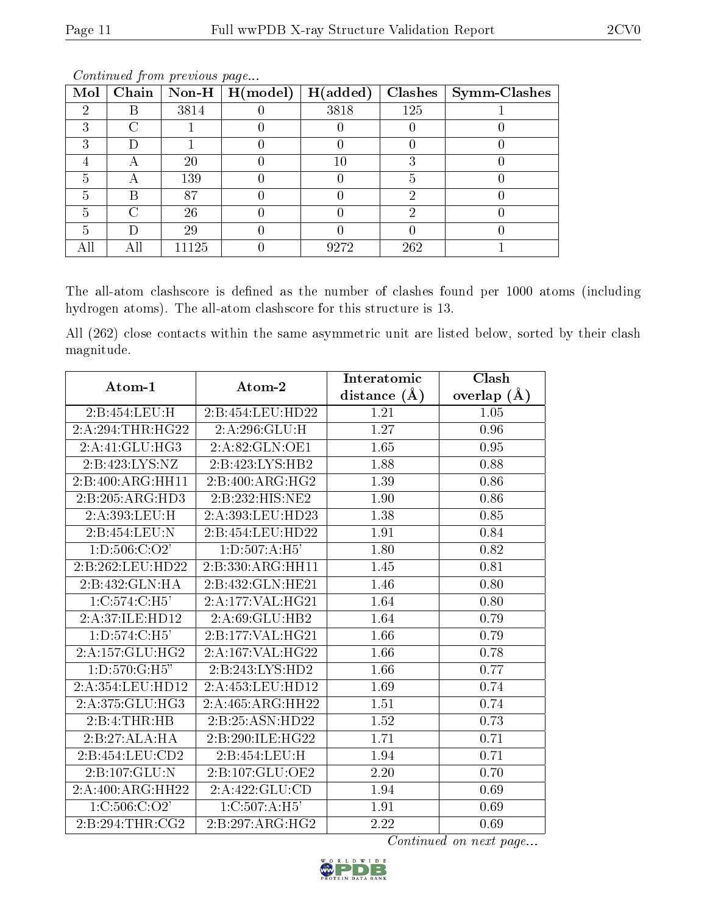*Continued from previous page...*

| Mol | Chain | Non-H | H(model) | H(added) | Clashes | Symm-Clashes |
|---|---|---|---|---|---|---|
| 2 | B | 3814 | 0 | 3818 | 125 | 1 |
| 3 | C | 1 | 0 | 0 | 0 | 0 |
| 3 | D | 1 | 0 | 0 | 0 | 0 |
| 4 | A | 20 | 0 | 10 | 3 | 0 |
| 5 | A | 139 | 0 | 0 | 5 | 0 |
| 5 | B | 87 | 0 | 0 | 2 | 0 |
| 5 | C | 26 | 0 | 0 | 2 | 0 |
| 5 | D | 29 | 0 | 0 | 0 | 0 |
| All | All | 11125 | 0 | 9272 | 262 | 1 |

The all-atom clashscore is defined as the number of clashes found per 1000 atoms (including hydrogen atoms). The all-atom clashscore for this structure is 13.

All (262) close contacts within the same asymmetric unit are listed below, sorted by their clash magnitude.

| Atom-1 | Atom-2 | Interatomic distance (Å) | Clash overlap (Å) |
|---|---|---|---|
| 2:B:454:LEU:H | 2:B:454:LEU:HD22 | 1.21 | 1.05 |
| 2:A:294:THR:HG22 | 2:A:296:GLU:H | 1.27 | 0.96 |
| 2:A:41:GLU:HG3 | 2:A:82:GLN:OE1 | 1.65 | 0.95 |
| 2:B:423:LYS:NZ | 2:B:423:LYS:HB2 | 1.88 | 0.88 |
| 2:B:400:ARG:HH11 | 2:B:400:ARG:HG2 | 1.39 | 0.86 |
| 2:B:205:ARG:HD3 | 2:B:232:HIS:NE2 | 1.90 | 0.86 |
| 2:A:393:LEU:H | 2:A:393:LEU:HD23 | 1.38 | 0.85 |
| 2:B:454:LEU:N | 2:B:454:LEU:HD22 | 1.91 | 0.84 |
| 1:D:506:C:O2' | 1:D:507:A:H5' | 1.80 | 0.82 |
| 2:B:262:LEU:HD22 | 2:B:330:ARG:HH11 | 1.45 | 0.81 |
| 2:B:432:GLN:HA | 2:B:432:GLN:HE21 | 1.46 | 0.80 |
| 1:C:574:C:H5' | 2:A:177:VAL:HG21 | 1.64 | 0.80 |
| 2:A:37:ILE:HD12 | 2:A:69:GLU:HB2 | 1.64 | 0.79 |
| 1:D:574:C:H5' | 2:B:177:VAL:HG21 | 1.66 | 0.79 |
| 2:A:157:GLU:HG2 | 2:A:167:VAL:HG22 | 1.66 | 0.78 |
| 1:D:570:G:H5" | 2:B:243:LYS:HD2 | 1.66 | 0.77 |
| 2:A:354:LEU:HD12 | 2:A:453:LEU:HD12 | 1.69 | 0.74 |
| 2:A:375:GLU:HG3 | 2:A:465:ARG:HH22 | 1.51 | 0.74 |
| 2:B:4:THR:HB | 2:B:25:ASN:HD22 | 1.52 | 0.73 |
| 2:B:27:ALA:HA | 2:B:290:ILE:HG22 | 1.71 | 0.71 |
| 2:B:454:LEU:CD2 | 2:B:454:LEU:H | 1.94 | 0.71 |
| 2:B:107:GLU:N | 2:B:107:GLU:OE2 | 2.20 | 0.70 |
| 2:A:400:ARG:HH22 | 2:A:422:GLU:CD | 1.94 | 0.69 |
| 1:C:506:C:O2' | 1:C:507:A:H5' | 1.91 | 0.69 |
| 2:B:294:THR:CG2 | 2:B:297:ARG:HG2 | 2.22 | 0.69 |

*Continued on next page...*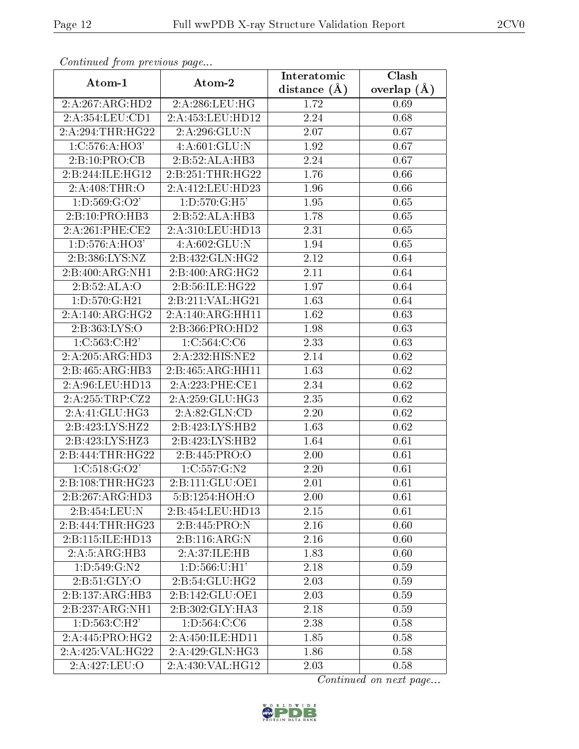*Continued from previous page...*

| Atom-1 | Atom-2 | Interatomic distance (Å) | Clash overlap (Å) |
|---|---|---|---|
| 2:A:267:ARG:HD2 | 2:A:286:LEU:HG | 1.72 | 0.69 |
| 2:A:354:LEU:CD1 | 2:A:453:LEU:HD12 | 2.24 | 0.68 |
| 2:A:294:THR:HG22 | 2:A:296:GLU:N | 2.07 | 0.67 |
| 1:C:576:A:HO3' | 4:A:601:GLU:N | 1.92 | 0.67 |
| 2:B:10:PRO:CB | 2:B:52:ALA:HB3 | 2.24 | 0.67 |
| 2:B:244:ILE:HG12 | 2:B:251:THR:HG22 | 1.76 | 0.66 |
| 2:A:408:THR:O | 2:A:412:LEU:HD23 | 1.96 | 0.66 |
| 1:D:569:G:O2' | 1:D:570:G:H5' | 1.95 | 0.65 |
| 2:B:10:PRO:HB3 | 2:B:52:ALA:HB3 | 1.78 | 0.65 |
| 2:A:261:PHE:CE2 | 2:A:310:LEU:HD13 | 2.31 | 0.65 |
| 1:D:576:A:HO3' | 4:A:602:GLU:N | 1.94 | 0.65 |
| 2:B:386:LYS:NZ | 2:B:432:GLN:HG2 | 2.12 | 0.64 |
| 2:B:400:ARG:NH1 | 2:B:400:ARG:HG2 | 2.11 | 0.64 |
| 2:B:52:ALA:O | 2:B:56:ILE:HG22 | 1.97 | 0.64 |
| 1:D:570:G:H21 | 2:B:211:VAL:HG21 | 1.63 | 0.64 |
| 2:A:140:ARG:HG2 | 2:A:140:ARG:HH11 | 1.62 | 0.63 |
| 2:B:363:LYS:O | 2:B:366:PRO:HD2 | 1.98 | 0.63 |
| 1:C:563:C:H2' | 1:C:564:C:C6 | 2.33 | 0.63 |
| 2:A:205:ARG:HD3 | 2:A:232:HIS:NE2 | 2.14 | 0.62 |
| 2:B:465:ARG:HB3 | 2:B:465:ARG:HH11 | 1.63 | 0.62 |
| 2:A:96:LEU:HD13 | 2:A:223:PHE:CE1 | 2.34 | 0.62 |
| 2:A:255:TRP:CZ2 | 2:A:259:GLU:HG3 | 2.35 | 0.62 |
| 2:A:41:GLU:HG3 | 2:A:82:GLN:CD | 2.20 | 0.62 |
| 2:B:423:LYS:HZ2 | 2:B:423:LYS:HB2 | 1.63 | 0.62 |
| 2:B:423:LYS:HZ3 | 2:B:423:LYS:HB2 | 1.64 | 0.61 |
| 2:B:444:THR:HG22 | 2:B:445:PRO:O | 2.00 | 0.61 |
| 1:C:518:G:O2' | 1:C:557:G:N2 | 2.20 | 0.61 |
| 2:B:108:THR:HG23 | 2:B:111:GLU:OE1 | 2.01 | 0.61 |
| 2:B:267:ARG:HD3 | 5:B:1254:HOH:O | 2.00 | 0.61 |
| 2:B:454:LEU:N | 2:B:454:LEU:HD13 | 2.15 | 0.61 |
| 2:B:444:THR:HG23 | 2:B:445:PRO:N | 2.16 | 0.60 |
| 2:B:115:ILE:HD13 | 2:B:116:ARG:N | 2.16 | 0.60 |
| 2:A:5:ARG:HB3 | 2:A:37:ILE:HB | 1.83 | 0.60 |
| 1:D:549:G:N2 | 1:D:566:U:H1' | 2.18 | 0.59 |
| 2:B:51:GLY:O | 2:B:54:GLU:HG2 | 2.03 | 0.59 |
| 2:B:137:ARG:HB3 | 2:B:142:GLU:OE1 | 2.03 | 0.59 |
| 2:B:237:ARG:NH1 | 2:B:302:GLY:HA3 | 2.18 | 0.59 |
| 1:D:563:C:H2' | 1:D:564:C:C6 | 2.38 | 0.58 |
| 2:A:445:PRO:HG2 | 2:A:450:ILE:HD11 | 1.85 | 0.58 |
| 2:A:425:VAL:HG22 | 2:A:429:GLN:HG3 | 1.86 | 0.58 |
| 2:A:427:LEU:O | 2:A:430:VAL:HG12 | 2.03 | 0.58 |

*Continued on next page...*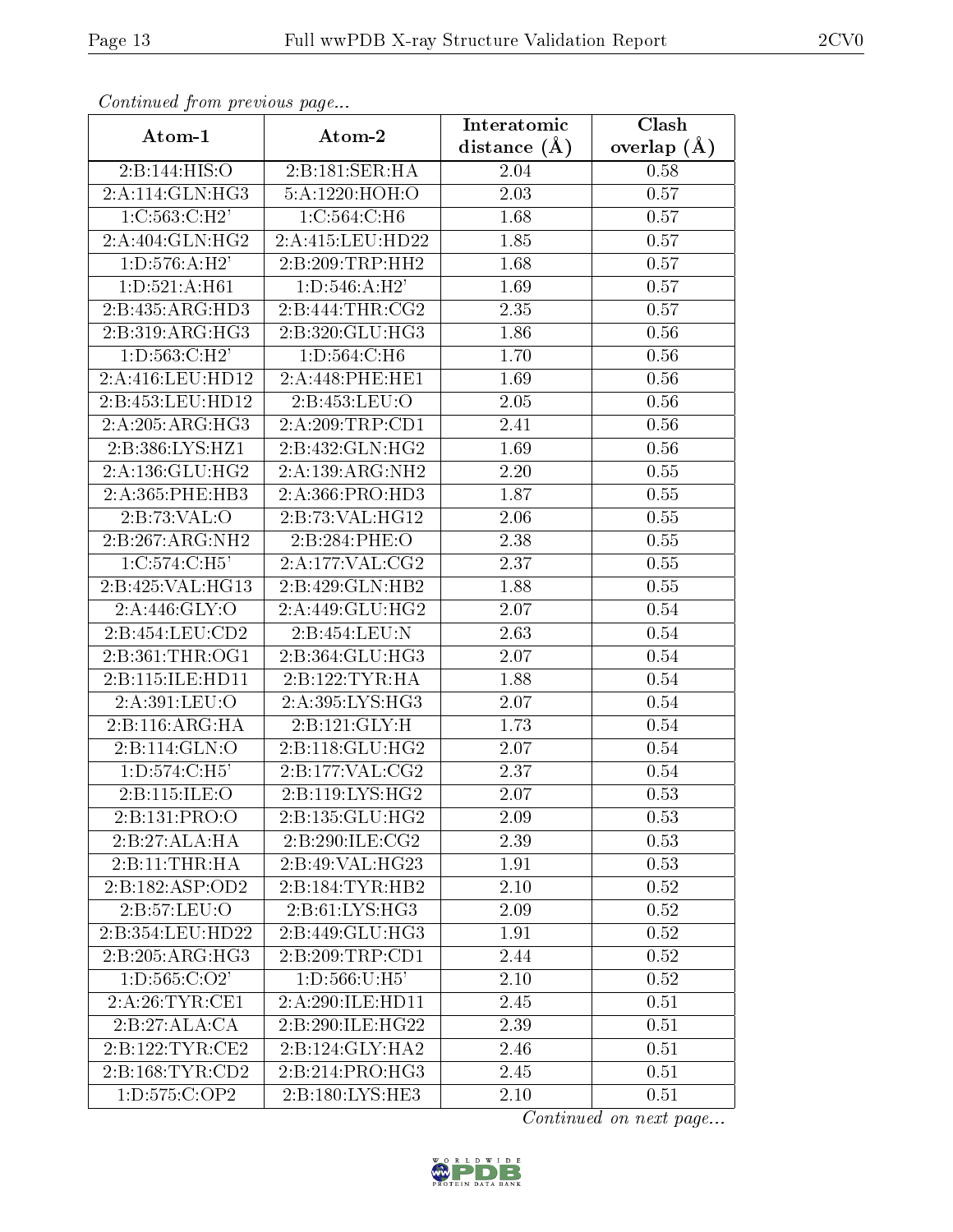*Continued from previous page...*

| Atom-1 | Atom-2 | Interatomic distance (Å) | Clash overlap (Å) |
|---|---|---|---|
| 2:B:144:HIS:O | 2:B:181:SER:HA | 2.04 | 0.58 |
| 2:A:114:GLN:HG3 | 5:A:1220:HOH:O | 2.03 | 0.57 |
| 1:C:563:C:H2' | 1:C:564:C:H6 | 1.68 | 0.57 |
| 2:A:404:GLN:HG2 | 2:A:415:LEU:HD22 | 1.85 | 0.57 |
| 1:D:576:A:H2' | 2:B:209:TRP:HH2 | 1.68 | 0.57 |
| 1:D:521:A:H61 | 1:D:546:A:H2' | 1.69 | 0.57 |
| 2:B:435:ARG:HD3 | 2:B:444:THR:CG2 | 2.35 | 0.57 |
| 2:B:319:ARG:HG3 | 2:B:320:GLU:HG3 | 1.86 | 0.56 |
| 1:D:563:C:H2' | 1:D:564:C:H6 | 1.70 | 0.56 |
| 2:A:416:LEU:HD12 | 2:A:448:PHE:HE1 | 1.69 | 0.56 |
| 2:B:453:LEU:HD12 | 2:B:453:LEU:O | 2.05 | 0.56 |
| 2:A:205:ARG:HG3 | 2:A:209:TRP:CD1 | 2.41 | 0.56 |
| 2:B:386:LYS:HZ1 | 2:B:432:GLN:HG2 | 1.69 | 0.56 |
| 2:A:136:GLU:HG2 | 2:A:139:ARG:NH2 | 2.20 | 0.55 |
| 2:A:365:PHE:HB3 | 2:A:366:PRO:HD3 | 1.87 | 0.55 |
| 2:B:73:VAL:O | 2:B:73:VAL:HG12 | 2.06 | 0.55 |
| 2:B:267:ARG:NH2 | 2:B:284:PHE:O | 2.38 | 0.55 |
| 1:C:574:C:H5' | 2:A:177:VAL:CG2 | 2.37 | 0.55 |
| 2:B:425:VAL:HG13 | 2:B:429:GLN:HB2 | 1.88 | 0.55 |
| 2:A:446:GLY:O | 2:A:449:GLU:HG2 | 2.07 | 0.54 |
| 2:B:454:LEU:CD2 | 2:B:454:LEU:N | 2.63 | 0.54 |
| 2:B:361:THR:OG1 | 2:B:364:GLU:HG3 | 2.07 | 0.54 |
| 2:B:115:ILE:HD11 | 2:B:122:TYR:HA | 1.88 | 0.54 |
| 2:A:391:LEU:O | 2:A:395:LYS:HG3 | 2.07 | 0.54 |
| 2:B:116:ARG:HA | 2:B:121:GLY:H | 1.73 | 0.54 |
| 2:B:114:GLN:O | 2:B:118:GLU:HG2 | 2.07 | 0.54 |
| 1:D:574:C:H5' | 2:B:177:VAL:CG2 | 2.37 | 0.54 |
| 2:B:115:ILE:O | 2:B:119:LYS:HG2 | 2.07 | 0.53 |
| 2:B:131:PRO:O | 2:B:135:GLU:HG2 | 2.09 | 0.53 |
| 2:B:27:ALA:HA | 2:B:290:ILE:CG2 | 2.39 | 0.53 |
| 2:B:11:THR:HA | 2:B:49:VAL:HG23 | 1.91 | 0.53 |
| 2:B:182:ASP:OD2 | 2:B:184:TYR:HB2 | 2.10 | 0.52 |
| 2:B:57:LEU:O | 2:B:61:LYS:HG3 | 2.09 | 0.52 |
| 2:B:354:LEU:HD22 | 2:B:449:GLU:HG3 | 1.91 | 0.52 |
| 2:B:205:ARG:HG3 | 2:B:209:TRP:CD1 | 2.44 | 0.52 |
| 1:D:565:C:O2' | 1:D:566:U:H5' | 2.10 | 0.52 |
| 2:A:26:TYR:CE1 | 2:A:290:ILE:HD11 | 2.45 | 0.51 |
| 2:B:27:ALA:CA | 2:B:290:ILE:HG22 | 2.39 | 0.51 |
| 2:B:122:TYR:CE2 | 2:B:124:GLY:HA2 | 2.46 | 0.51 |
| 2:B:168:TYR:CD2 | 2:B:214:PRO:HG3 | 2.45 | 0.51 |
| 1:D:575:C:OP2 | 2:B:180:LYS:HE3 | 2.10 | 0.51 |

*Continued on next page...*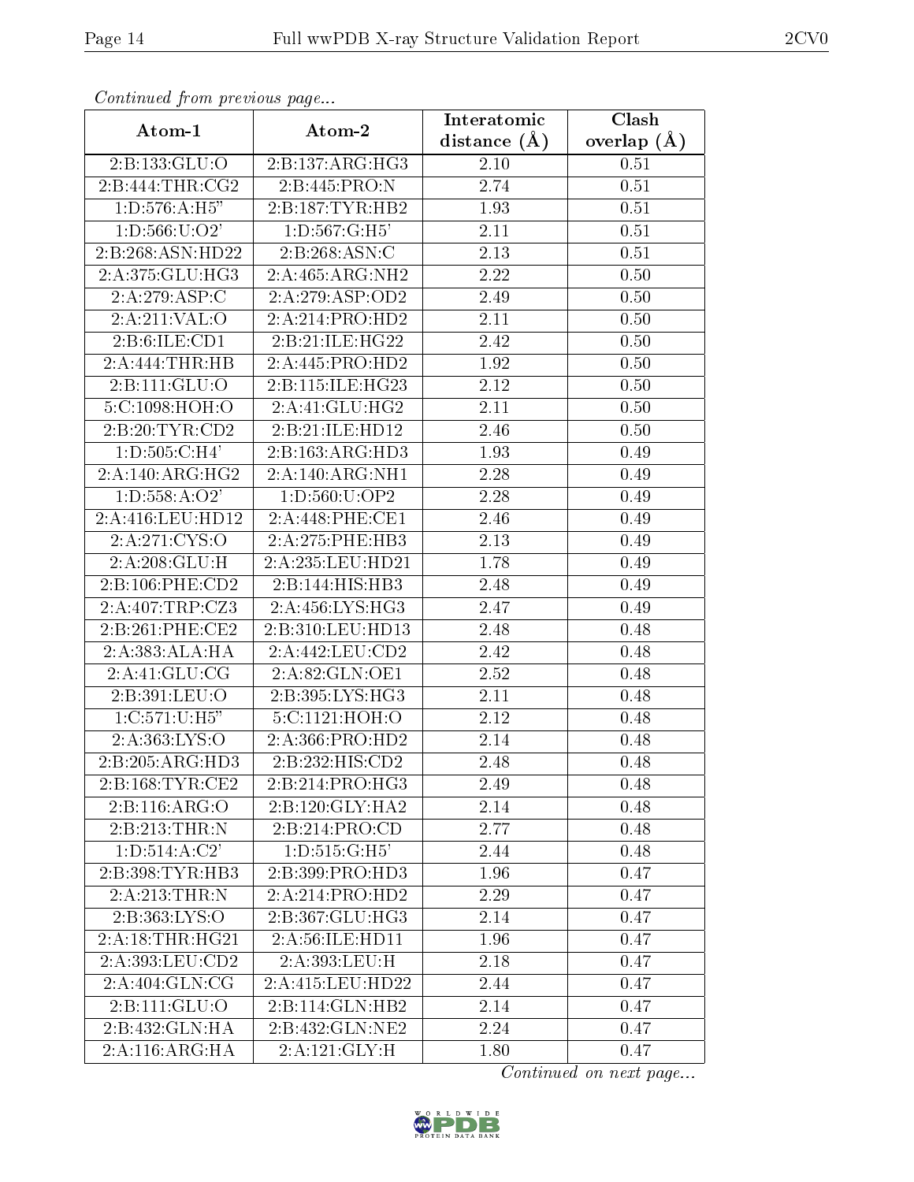*Continued from previous page...*

| Atom-1 | Atom-2 | Interatomic distance (Å) | Clash overlap (Å) |
|---|---|---|---|
| 2:B:133:GLU:O | 2:B:137:ARG:HG3 | 2.10 | 0.51 |
| 2:B:444:THR:CG2 | 2:B:445:PRO:N | 2.74 | 0.51 |
| 1:D:576:A:H5" | 2:B:187:TYR:HB2 | 1.93 | 0.51 |
| 1:D:566:U:O2' | 1:D:567:G:H5' | 2.11 | 0.51 |
| 2:B:268:ASN:HD22 | 2:B:268:ASN:C | 2.13 | 0.51 |
| 2:A:375:GLU:HG3 | 2:A:465:ARG:NH2 | 2.22 | 0.50 |
| 2:A:279:ASP:C | 2:A:279:ASP:OD2 | 2.49 | 0.50 |
| 2:A:211:VAL:O | 2:A:214:PRO:HD2 | 2.11 | 0.50 |
| 2:B:6:ILE:CD1 | 2:B:21:ILE:HG22 | 2.42 | 0.50 |
| 2:A:444:THR:HB | 2:A:445:PRO:HD2 | 1.92 | 0.50 |
| 2:B:111:GLU:O | 2:B:115:ILE:HG23 | 2.12 | 0.50 |
| 5:C:1098:HOH:O | 2:A:41:GLU:HG2 | 2.11 | 0.50 |
| 2:B:20:TYR:CD2 | 2:B:21:ILE:HD12 | 2.46 | 0.50 |
| 1:D:505:C:H4' | 2:B:163:ARG:HD3 | 1.93 | 0.49 |
| 2:A:140:ARG:HG2 | 2:A:140:ARG:NH1 | 2.28 | 0.49 |
| 1:D:558:A:O2' | 1:D:560:U:OP2 | 2.28 | 0.49 |
| 2:A:416:LEU:HD12 | 2:A:448:PHE:CE1 | 2.46 | 0.49 |
| 2:A:271:CYS:O | 2:A:275:PHE:HB3 | 2.13 | 0.49 |
| 2:A:208:GLU:H | 2:A:235:LEU:HD21 | 1.78 | 0.49 |
| 2:B:106:PHE:CD2 | 2:B:144:HIS:HB3 | 2.48 | 0.49 |
| 2:A:407:TRP:CZ3 | 2:A:456:LYS:HG3 | 2.47 | 0.49 |
| 2:B:261:PHE:CE2 | 2:B:310:LEU:HD13 | 2.48 | 0.48 |
| 2:A:383:ALA:HA | 2:A:442:LEU:CD2 | 2.42 | 0.48 |
| 2:A:41:GLU:CG | 2:A:82:GLN:OE1 | 2.52 | 0.48 |
| 2:B:391:LEU:O | 2:B:395:LYS:HG3 | 2.11 | 0.48 |
| 1:C:571:U:H5" | 5:C:1121:HOH:O | 2.12 | 0.48 |
| 2:A:363:LYS:O | 2:A:366:PRO:HD2 | 2.14 | 0.48 |
| 2:B:205:ARG:HD3 | 2:B:232:HIS:CD2 | 2.48 | 0.48 |
| 2:B:168:TYR:CE2 | 2:B:214:PRO:HG3 | 2.49 | 0.48 |
| 2:B:116:ARG:O | 2:B:120:GLY:HA2 | 2.14 | 0.48 |
| 2:B:213:THR:N | 2:B:214:PRO:CD | 2.77 | 0.48 |
| 1:D:514:A:C2' | 1:D:515:G:H5' | 2.44 | 0.48 |
| 2:B:398:TYR:HB3 | 2:B:399:PRO:HD3 | 1.96 | 0.47 |
| 2:A:213:THR:N | 2:A:214:PRO:HD2 | 2.29 | 0.47 |
| 2:B:363:LYS:O | 2:B:367:GLU:HG3 | 2.14 | 0.47 |
| 2:A:18:THR:HG21 | 2:A:56:ILE:HD11 | 1.96 | 0.47 |
| 2:A:393:LEU:CD2 | 2:A:393:LEU:H | 2.18 | 0.47 |
| 2:A:404:GLN:CG | 2:A:415:LEU:HD22 | 2.44 | 0.47 |
| 2:B:111:GLU:O | 2:B:114:GLN:HB2 | 2.14 | 0.47 |
| 2:B:432:GLN:HA | 2:B:432:GLN:NE2 | 2.24 | 0.47 |
| 2:A:116:ARG:HA | 2:A:121:GLY:H | 1.80 | 0.47 |

*Continued on next page...*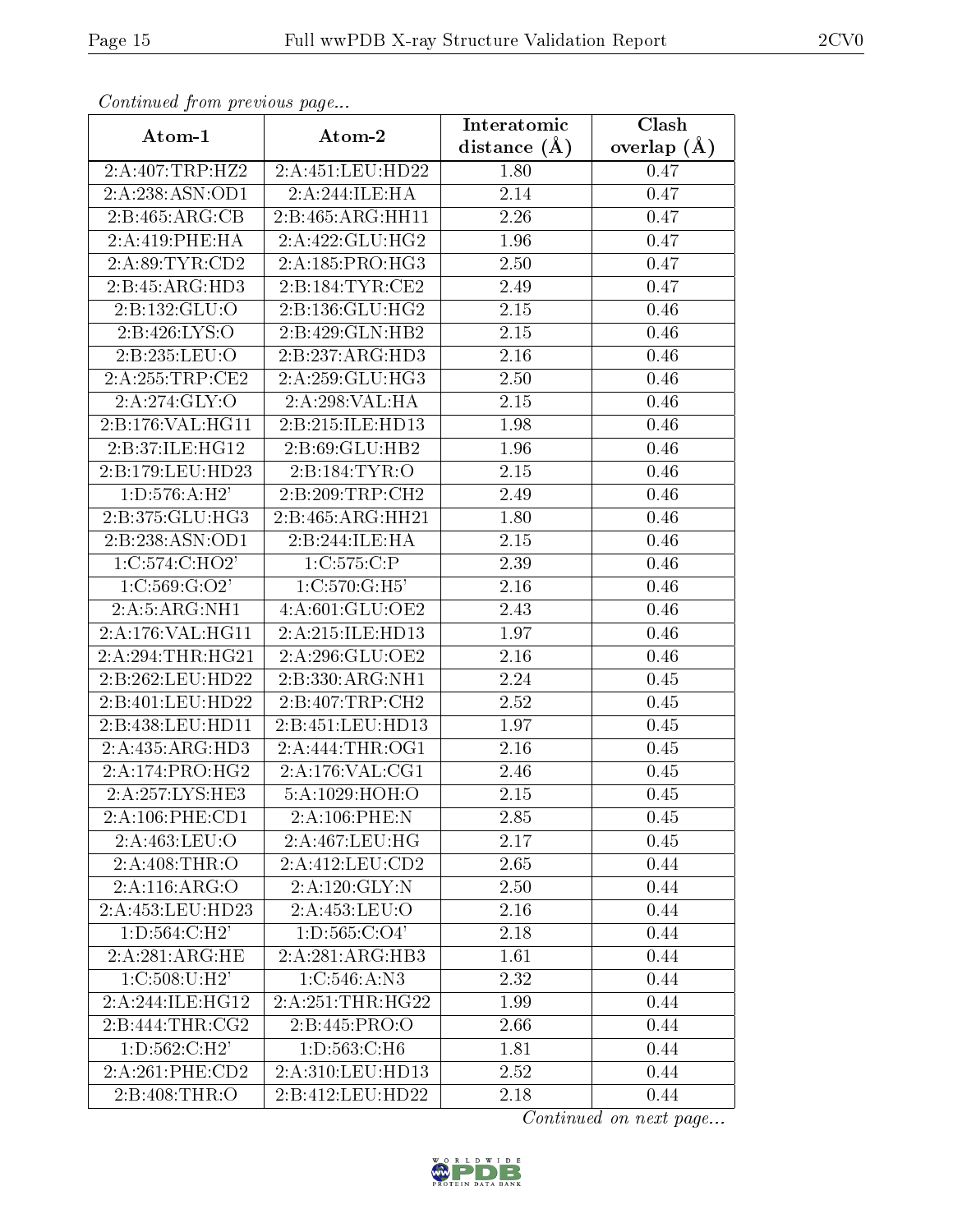*Continued from previous page...*

| Atom-1 | Atom-2 | Interatomic distance (Å) | Clash overlap (Å) |
|---|---|---|---|
| 2:A:407:TRP:HZ2 | 2:A:451:LEU:HD22 | 1.80 | 0.47 |
| 2:A:238:ASN:OD1 | 2:A:244:ILE:HA | 2.14 | 0.47 |
| 2:B:465:ARG:CB | 2:B:465:ARG:HH11 | 2.26 | 0.47 |
| 2:A:419:PHE:HA | 2:A:422:GLU:HG2 | 1.96 | 0.47 |
| 2:A:89:TYR:CD2 | 2:A:185:PRO:HG3 | 2.50 | 0.47 |
| 2:B:45:ARG:HD3 | 2:B:184:TYR:CE2 | 2.49 | 0.47 |
| 2:B:132:GLU:O | 2:B:136:GLU:HG2 | 2.15 | 0.46 |
| 2:B:426:LYS:O | 2:B:429:GLN:HB2 | 2.15 | 0.46 |
| 2:B:235:LEU:O | 2:B:237:ARG:HD3 | 2.16 | 0.46 |
| 2:A:255:TRP:CE2 | 2:A:259:GLU:HG3 | 2.50 | 0.46 |
| 2:A:274:GLY:O | 2:A:298:VAL:HA | 2.15 | 0.46 |
| 2:B:176:VAL:HG11 | 2:B:215:ILE:HD13 | 1.98 | 0.46 |
| 2:B:37:ILE:HG12 | 2:B:69:GLU:HB2 | 1.96 | 0.46 |
| 2:B:179:LEU:HD23 | 2:B:184:TYR:O | 2.15 | 0.46 |
| 1:D:576:A:H2' | 2:B:209:TRP:CH2 | 2.49 | 0.46 |
| 2:B:375:GLU:HG3 | 2:B:465:ARG:HH21 | 1.80 | 0.46 |
| 2:B:238:ASN:OD1 | 2:B:244:ILE:HA | 2.15 | 0.46 |
| 1:C:574:C:HO2' | 1:C:575:C:P | 2.39 | 0.46 |
| 1:C:569:G:O2' | 1:C:570:G:H5' | 2.16 | 0.46 |
| 2:A:5:ARG:NH1 | 4:A:601:GLU:OE2 | 2.43 | 0.46 |
| 2:A:176:VAL:HG11 | 2:A:215:ILE:HD13 | 1.97 | 0.46 |
| 2:A:294:THR:HG21 | 2:A:296:GLU:OE2 | 2.16 | 0.46 |
| 2:B:262:LEU:HD22 | 2:B:330:ARG:NH1 | 2.24 | 0.45 |
| 2:B:401:LEU:HD22 | 2:B:407:TRP:CH2 | 2.52 | 0.45 |
| 2:B:438:LEU:HD11 | 2:B:451:LEU:HD13 | 1.97 | 0.45 |
| 2:A:435:ARG:HD3 | 2:A:444:THR:OG1 | 2.16 | 0.45 |
| 2:A:174:PRO:HG2 | 2:A:176:VAL:CG1 | 2.46 | 0.45 |
| 2:A:257:LYS:HE3 | 5:A:1029:HOH:O | 2.15 | 0.45 |
| 2:A:106:PHE:CD1 | 2:A:106:PHE:N | 2.85 | 0.45 |
| 2:A:463:LEU:O | 2:A:467:LEU:HG | 2.17 | 0.45 |
| 2:A:408:THR:O | 2:A:412:LEU:CD2 | 2.65 | 0.44 |
| 2:A:116:ARG:O | 2:A:120:GLY:N | 2.50 | 0.44 |
| 2:A:453:LEU:HD23 | 2:A:453:LEU:O | 2.16 | 0.44 |
| 1:D:564:C:H2' | 1:D:565:C:O4' | 2.18 | 0.44 |
| 2:A:281:ARG:HE | 2:A:281:ARG:HB3 | 1.61 | 0.44 |
| 1:C:508:U:H2' | 1:C:546:A:N3 | 2.32 | 0.44 |
| 2:A:244:ILE:HG12 | 2:A:251:THR:HG22 | 1.99 | 0.44 |
| 2:B:444:THR:CG2 | 2:B:445:PRO:O | 2.66 | 0.44 |
| 1:D:562:C:H2' | 1:D:563:C:H6 | 1.81 | 0.44 |
| 2:A:261:PHE:CD2 | 2:A:310:LEU:HD13 | 2.52 | 0.44 |
| 2:B:408:THR:O | 2:B:412:LEU:HD22 | 2.18 | 0.44 |

*Continued on next page...*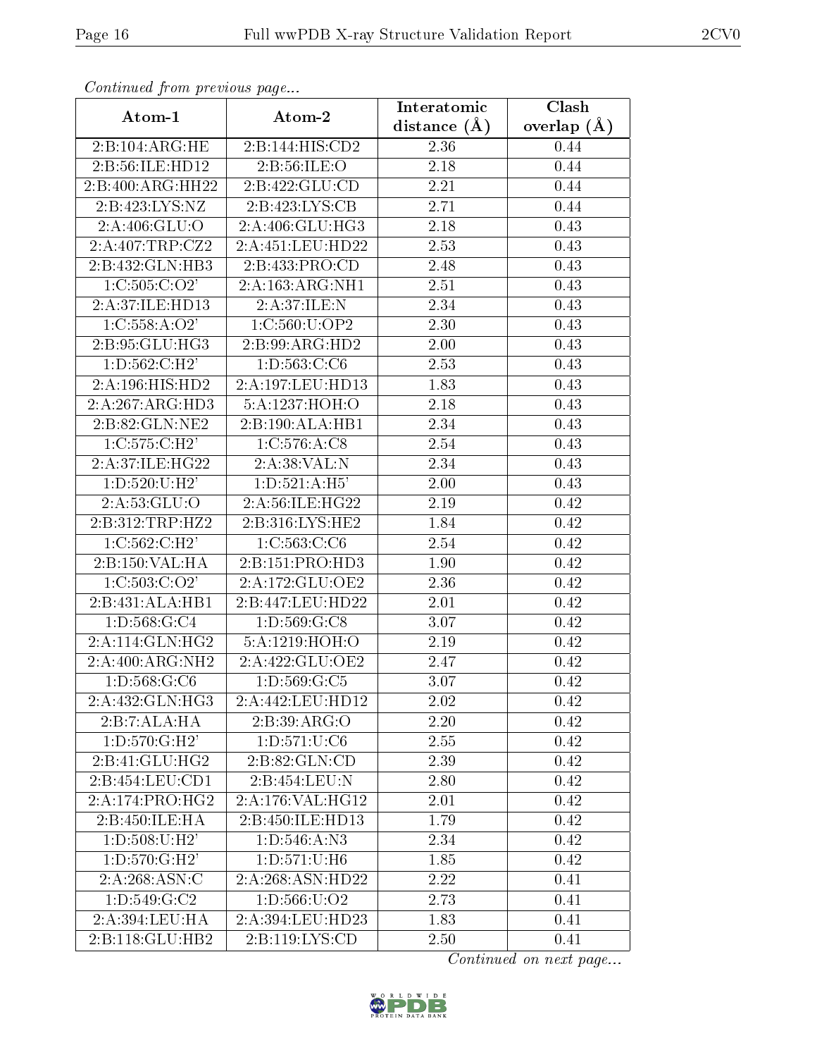*Continued from previous page...*

| Atom-1 | Atom-2 | Interatomic distance (Å) | Clash overlap (Å) |
| --- | --- | --- | --- |
| 2:B:104:ARG:HE | 2:B:144:HIS:CD2 | 2.36 | 0.44 |
| 2:B:56:ILE:HD12 | 2:B:56:ILE:O | 2.18 | 0.44 |
| 2:B:400:ARG:HH22 | 2:B:422:GLU:CD | 2.21 | 0.44 |
| 2:B:423:LYS:NZ | 2:B:423:LYS:CB | 2.71 | 0.44 |
| 2:A:406:GLU:O | 2:A:406:GLU:HG3 | 2.18 | 0.43 |
| 2:A:407:TRP:CZ2 | 2:A:451:LEU:HD22 | 2.53 | 0.43 |
| 2:B:432:GLN:HB3 | 2:B:433:PRO:CD | 2.48 | 0.43 |
| 1:C:505:C:O2' | 2:A:163:ARG:NH1 | 2.51 | 0.43 |
| 2:A:37:ILE:HD13 | 2:A:37:ILE:N | 2.34 | 0.43 |
| 1:C:558:A:O2' | 1:C:560:U:OP2 | 2.30 | 0.43 |
| 2:B:95:GLU:HG3 | 2:B:99:ARG:HD2 | 2.00 | 0.43 |
| 1:D:562:C:H2' | 1:D:563:C:C6 | 2.53 | 0.43 |
| 2:A:196:HIS:HD2 | 2:A:197:LEU:HD13 | 1.83 | 0.43 |
| 2:A:267:ARG:HD3 | 5:A:1237:HOH:O | 2.18 | 0.43 |
| 2:B:82:GLN:NE2 | 2:B:190:ALA:HB1 | 2.34 | 0.43 |
| 1:C:575:C:H2' | 1:C:576:A:C8 | 2.54 | 0.43 |
| 2:A:37:ILE:HG22 | 2:A:38:VAL:N | 2.34 | 0.43 |
| 1:D:520:U:H2' | 1:D:521:A:H5' | 2.00 | 0.43 |
| 2:A:53:GLU:O | 2:A:56:ILE:HG22 | 2.19 | 0.42 |
| 2:B:312:TRP:HZ2 | 2:B:316:LYS:HE2 | 1.84 | 0.42 |
| 1:C:562:C:H2' | 1:C:563:C:C6 | 2.54 | 0.42 |
| 2:B:150:VAL:HA | 2:B:151:PRO:HD3 | 1.90 | 0.42 |
| 1:C:503:C:O2' | 2:A:172:GLU:OE2 | 2.36 | 0.42 |
| 2:B:431:ALA:HB1 | 2:B:447:LEU:HD22 | 2.01 | 0.42 |
| 1:D:568:G:C4 | 1:D:569:G:C8 | 3.07 | 0.42 |
| 2:A:114:GLN:HG2 | 5:A:1219:HOH:O | 2.19 | 0.42 |
| 2:A:400:ARG:NH2 | 2:A:422:GLU:OE2 | 2.47 | 0.42 |
| 1:D:568:G:C6 | 1:D:569:G:C5 | 3.07 | 0.42 |
| 2:A:432:GLN:HG3 | 2:A:442:LEU:HD12 | 2.02 | 0.42 |
| 2:B:7:ALA:HA | 2:B:39:ARG:O | 2.20 | 0.42 |
| 1:D:570:G:H2' | 1:D:571:U:C6 | 2.55 | 0.42 |
| 2:B:41:GLU:HG2 | 2:B:82:GLN:CD | 2.39 | 0.42 |
| 2:B:454:LEU:CD1 | 2:B:454:LEU:N | 2.80 | 0.42 |
| 2:A:174:PRO:HG2 | 2:A:176:VAL:HG12 | 2.01 | 0.42 |
| 2:B:450:ILE:HA | 2:B:450:ILE:HD13 | 1.79 | 0.42 |
| 1:D:508:U:H2' | 1:D:546:A:N3 | 2.34 | 0.42 |
| 1:D:570:G:H2' | 1:D:571:U:H6 | 1.85 | 0.42 |
| 2:A:268:ASN:C | 2:A:268:ASN:HD22 | 2.22 | 0.41 |
| 1:D:549:G:C2 | 1:D:566:U:O2 | 2.73 | 0.41 |
| 2:A:394:LEU:HA | 2:A:394:LEU:HD23 | 1.83 | 0.41 |
| 2:B:118:GLU:HB2 | 2:B:119:LYS:CD | 2.50 | 0.41 |

*Continued on next page...*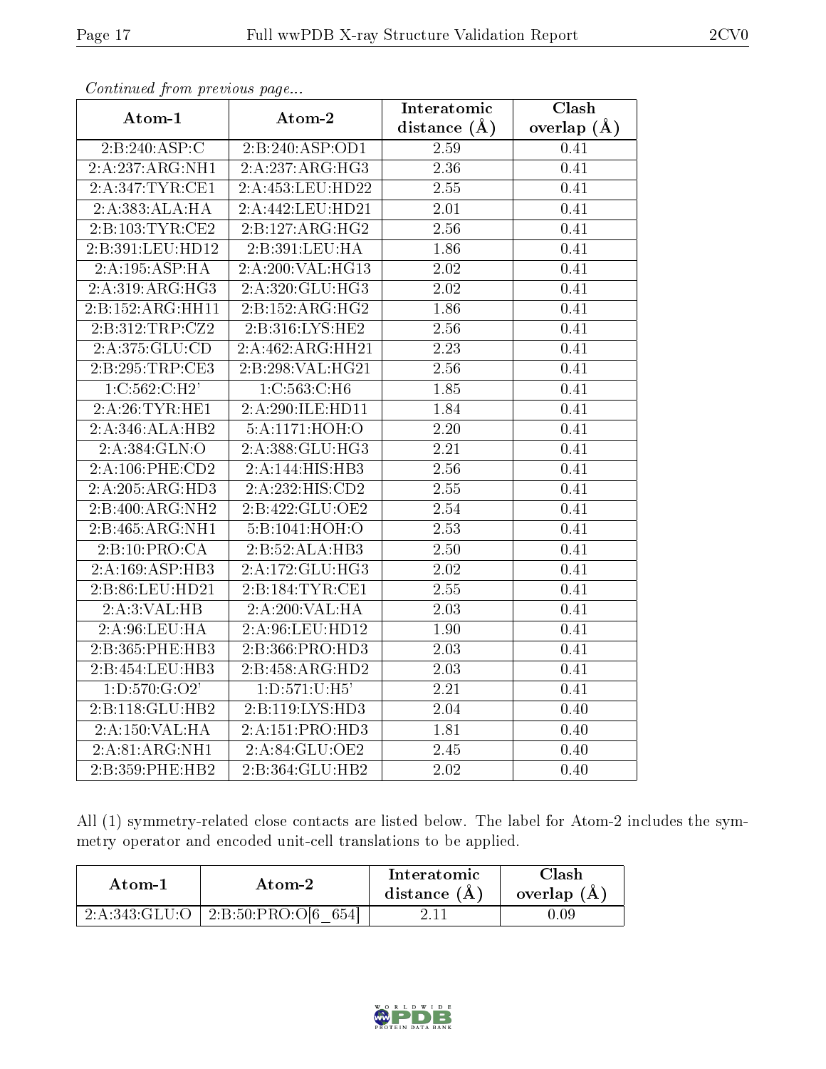*Continued from previous page...*

| Atom-1 | Atom-2 | Interatomic distance (Å) | Clash overlap (Å) |
|---|---|---|---|
| 2:B:240:ASP:C | 2:B:240:ASP:OD1 | 2.59 | 0.41 |
| 2:A:237:ARG:NH1 | 2:A:237:ARG:HG3 | 2.36 | 0.41 |
| 2:A:347:TYR:CE1 | 2:A:453:LEU:HD22 | 2.55 | 0.41 |
| 2:A:383:ALA:HA | 2:A:442:LEU:HD21 | 2.01 | 0.41 |
| 2:B:103:TYR:CE2 | 2:B:127:ARG:HG2 | 2.56 | 0.41 |
| 2:B:391:LEU:HD12 | 2:B:391:LEU:HA | 1.86 | 0.41 |
| 2:A:195:ASP:HA | 2:A:200:VAL:HG13 | 2.02 | 0.41 |
| 2:A:319:ARG:HG3 | 2:A:320:GLU:HG3 | 2.02 | 0.41 |
| 2:B:152:ARG:HH11 | 2:B:152:ARG:HG2 | 1.86 | 0.41 |
| 2:B:312:TRP:CZ2 | 2:B:316:LYS:HE2 | 2.56 | 0.41 |
| 2:A:375:GLU:CD | 2:A:462:ARG:HH21 | 2.23 | 0.41 |
| 2:B:295:TRP:CE3 | 2:B:298:VAL:HG21 | 2.56 | 0.41 |
| 1:C:562:C:H2' | 1:C:563:C:H6 | 1.85 | 0.41 |
| 2:A:26:TYR:HE1 | 2:A:290:ILE:HD11 | 1.84 | 0.41 |
| 2:A:346:ALA:HB2 | 5:A:1171:HOH:O | 2.20 | 0.41 |
| 2:A:384:GLN:O | 2:A:388:GLU:HG3 | 2.21 | 0.41 |
| 2:A:106:PHE:CD2 | 2:A:144:HIS:HB3 | 2.56 | 0.41 |
| 2:A:205:ARG:HD3 | 2:A:232:HIS:CD2 | 2.55 | 0.41 |
| 2:B:400:ARG:NH2 | 2:B:422:GLU:OE2 | 2.54 | 0.41 |
| 2:B:465:ARG:NH1 | 5:B:1041:HOH:O | 2.53 | 0.41 |
| 2:B:10:PRO:CA | 2:B:52:ALA:HB3 | 2.50 | 0.41 |
| 2:A:169:ASP:HB3 | 2:A:172:GLU:HG3 | 2.02 | 0.41 |
| 2:B:86:LEU:HD21 | 2:B:184:TYR:CE1 | 2.55 | 0.41 |
| 2:A:3:VAL:HB | 2:A:200:VAL:HA | 2.03 | 0.41 |
| 2:A:96:LEU:HA | 2:A:96:LEU:HD12 | 1.90 | 0.41 |
| 2:B:365:PHE:HB3 | 2:B:366:PRO:HD3 | 2.03 | 0.41 |
| 2:B:454:LEU:HB3 | 2:B:458:ARG:HD2 | 2.03 | 0.41 |
| 1:D:570:G:O2' | 1:D:571:U:H5' | 2.21 | 0.41 |
| 2:B:118:GLU:HB2 | 2:B:119:LYS:HD3 | 2.04 | 0.40 |
| 2:A:150:VAL:HA | 2:A:151:PRO:HD3 | 1.81 | 0.40 |
| 2:A:81:ARG:NH1 | 2:A:84:GLU:OE2 | 2.45 | 0.40 |
| 2:B:359:PHE:HB2 | 2:B:364:GLU:HB2 | 2.02 | 0.40 |

All (1) symmetry-related close contacts are listed below. The label for Atom-2 includes the symmetry operator and encoded unit-cell translations to be applied.

| Atom-1 | Atom-2 | Interatomic distance (Å) | Clash overlap (Å) |
|---|---|---|---|
| 2:A:343:GLU:O | 2:B:50:PRO:O[6_654] | 2.11 | 0.09 |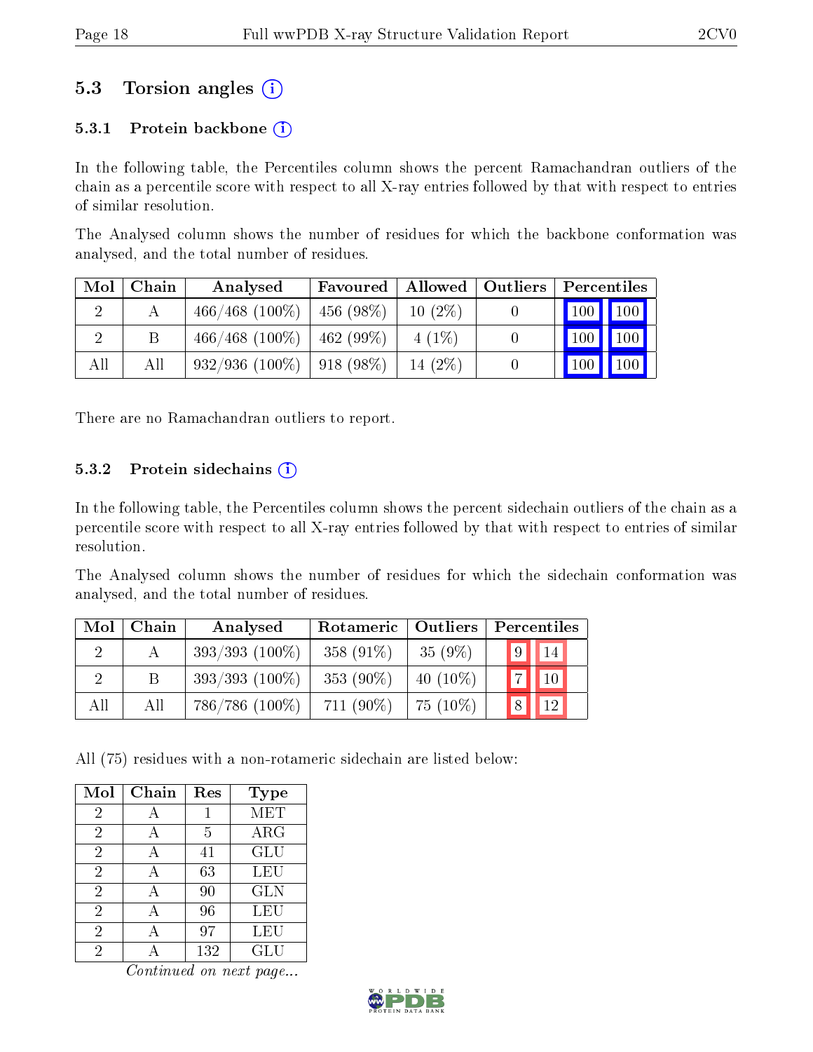## 5.3 Torsion angles (i)

### 5.3.1 Protein backbone (i)

In the following table, the Percentiles column shows the percent Ramachandran outliers of the chain as a percentile score with respect to all X-ray entries followed by that with respect to entries of similar resolution.

The Analysed column shows the number of residues for which the backbone conformation was analysed, and the total number of residues.

| Mol | Chain | Analysed | Favoured | Allowed | Outliers | Percentiles | |
|---|---|---|---|---|---|---|---|
| 2 | A | 466/468 (100%) | 456 (98%) | 10 (2%) | 0 | 100 | 100 |
| 2 | B | 466/468 (100%) | 462 (99%) | 4 (1%) | 0 | 100 | 100 |
| All | All | 932/936 (100%) | 918 (98%) | 14 (2%) | 0 | 100 | 100 |

There are no Ramachandran outliers to report.

### 5.3.2 Protein sidechains (i)

In the following table, the Percentiles column shows the percent sidechain outliers of the chain as a percentile score with respect to all X-ray entries followed by that with respect to entries of similar resolution.

The Analysed column shows the number of residues for which the sidechain conformation was analysed, and the total number of residues.

| Mol | Chain | Analysed | Rotameric | Outliers | Percentiles | |
|---|---|---|---|---|---|---|
| 2 | A | 393/393 (100%) | 358 (91%) | 35 (9%) | 9 | 14 |
| 2 | B | 393/393 (100%) | 353 (90%) | 40 (10%) | 7 | 10 |
| All | All | 786/786 (100%) | 711 (90%) | 75 (10%) | 8 | 12 |

All (75) residues with a non-rotameric sidechain are listed below:

| Mol | Chain | Res | Type |
|---|---|---|---|
| 2 | A | 1 | MET |
| 2 | A | 5 | ARG |
| 2 | A | 41 | GLU |
| 2 | A | 63 | LEU |
| 2 | A | 90 | GLN |
| 2 | A | 96 | LEU |
| 2 | A | 97 | LEU |
| 2 | A | 132 | GLU |

*Continued on next page...*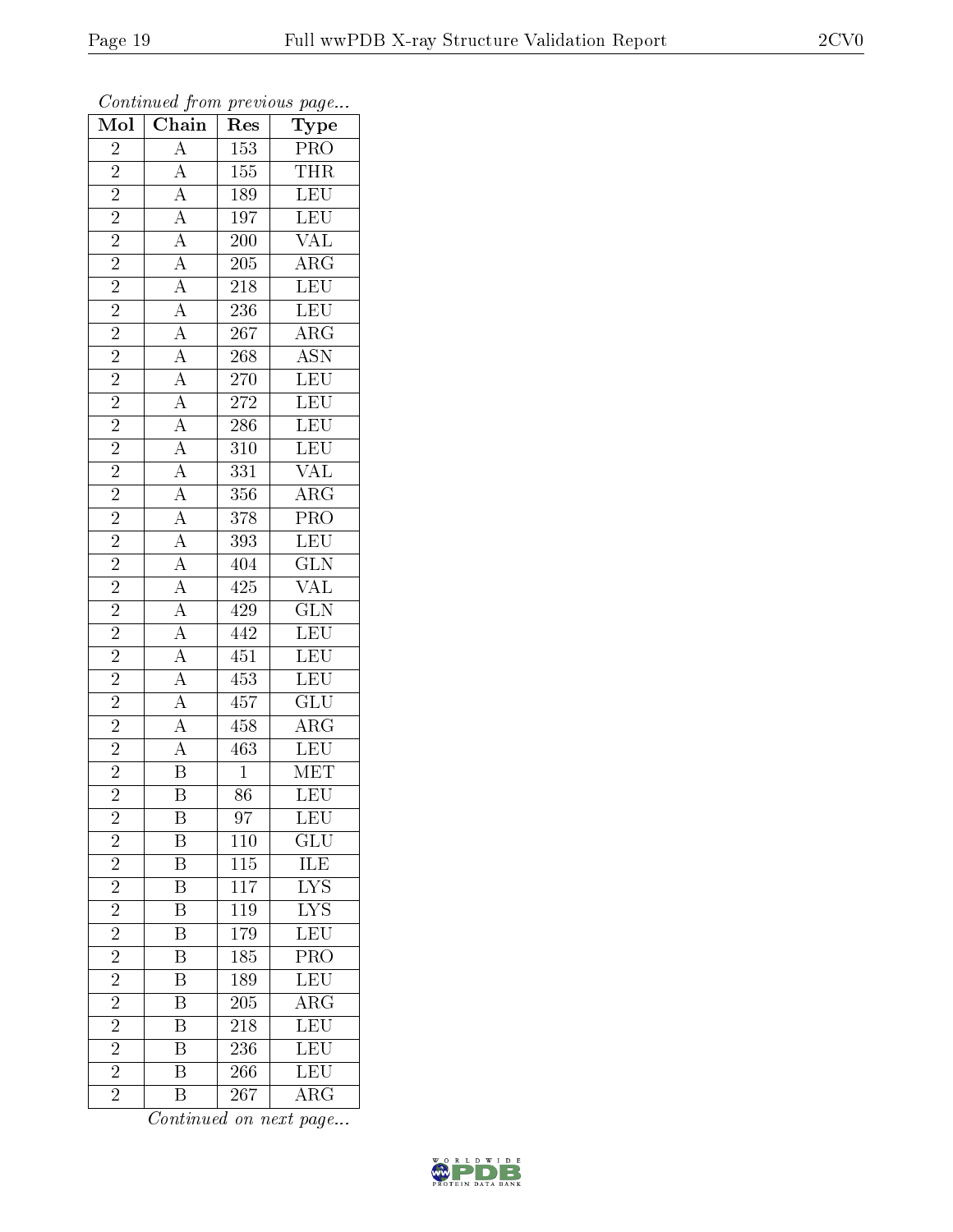*Continued from previous page...*

| Mol | Chain | Res | Type |
|---|---|---|---|
| 2 | A | 153 | PRO |
| 2 | A | 155 | THR |
| 2 | A | 189 | LEU |
| 2 | A | 197 | LEU |
| 2 | A | 200 | VAL |
| 2 | A | 205 | ARG |
| 2 | A | 218 | LEU |
| 2 | A | 236 | LEU |
| 2 | A | 267 | ARG |
| 2 | A | 268 | ASN |
| 2 | A | 270 | LEU |
| 2 | A | 272 | LEU |
| 2 | A | 286 | LEU |
| 2 | A | 310 | LEU |
| 2 | A | 331 | VAL |
| 2 | A | 356 | ARG |
| 2 | A | 378 | PRO |
| 2 | A | 393 | LEU |
| 2 | A | 404 | GLN |
| 2 | A | 425 | VAL |
| 2 | A | 429 | GLN |
| 2 | A | 442 | LEU |
| 2 | A | 451 | LEU |
| 2 | A | 453 | LEU |
| 2 | A | 457 | GLU |
| 2 | A | 458 | ARG |
| 2 | A | 463 | LEU |
| 2 | B | 1 | MET |
| 2 | B | 86 | LEU |
| 2 | B | 97 | LEU |
| 2 | B | 110 | GLU |
| 2 | B | 115 | ILE |
| 2 | B | 117 | LYS |
| 2 | B | 119 | LYS |
| 2 | B | 179 | LEU |
| 2 | B | 185 | PRO |
| 2 | B | 189 | LEU |
| 2 | B | 205 | ARG |
| 2 | B | 218 | LEU |
| 2 | B | 236 | LEU |
| 2 | B | 266 | LEU |
| 2 | B | 267 | ARG |

*Continued on next page...*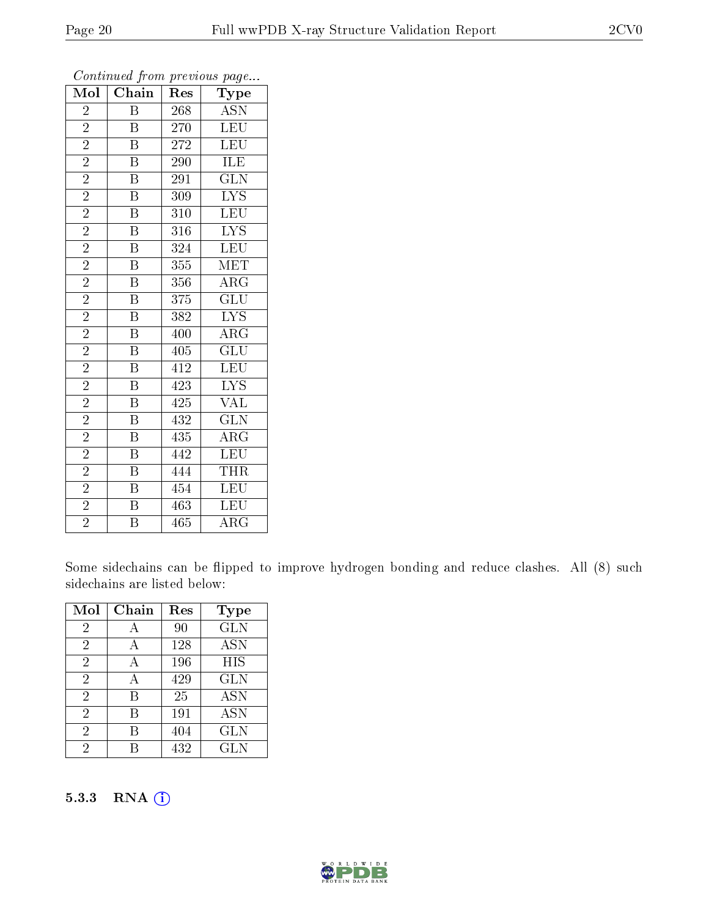*Continued from previous page...*

| Mol | Chain | Res | Type |
|---|---|---|---|
| 2 | B | 268 | ASN |
| 2 | B | 270 | LEU |
| 2 | B | 272 | LEU |
| 2 | B | 290 | ILE |
| 2 | B | 291 | GLN |
| 2 | B | 309 | LYS |
| 2 | B | 310 | LEU |
| 2 | B | 316 | LYS |
| 2 | B | 324 | LEU |
| 2 | B | 355 | MET |
| 2 | B | 356 | ARG |
| 2 | B | 375 | GLU |
| 2 | B | 382 | LYS |
| 2 | B | 400 | ARG |
| 2 | B | 405 | GLU |
| 2 | B | 412 | LEU |
| 2 | B | 423 | LYS |
| 2 | B | 425 | VAL |
| 2 | B | 432 | GLN |
| 2 | B | 435 | ARG |
| 2 | B | 442 | LEU |
| 2 | B | 444 | THR |
| 2 | B | 454 | LEU |
| 2 | B | 463 | LEU |
| 2 | B | 465 | ARG |

Some sidechains can be flipped to improve hydrogen bonding and reduce clashes. All (8) such sidechains are listed below:

| Mol | Chain | Res | Type |
|---|---|---|---|
| 2 | A | 90 | GLN |
| 2 | A | 128 | ASN |
| 2 | A | 196 | HIS |
| 2 | A | 429 | GLN |
| 2 | B | 25 | ASN |
| 2 | B | 191 | ASN |
| 2 | B | 404 | GLN |
| 2 | B | 432 | GLN |

### 5.3.3 RNA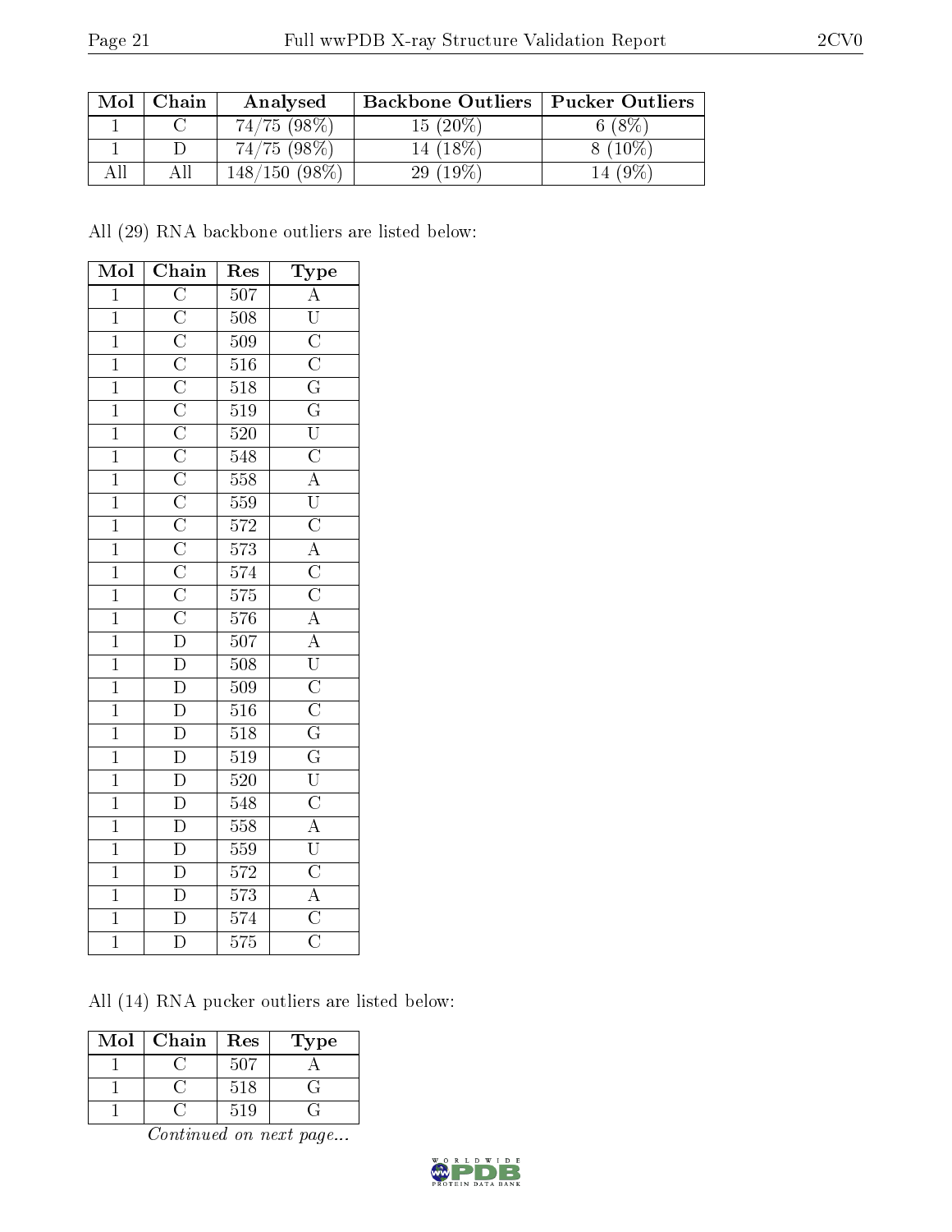| Mol | Chain | Analysed | Backbone Outliers | Pucker Outliers |
| --- | --- | --- | --- | --- |
| 1 | C | 74/75 (98%) | 15 (20%) | 6 (8%) |
| 1 | D | 74/75 (98%) | 14 (18%) | 8 (10%) |
| All | All | 148/150 (98%) | 29 (19%) | 14 (9%) |

All (29) RNA backbone outliers are listed below:

| Mol | Chain | Res | Type |
| --- | --- | --- | --- |
| 1 | C | 507 | A |
| 1 | C | 508 | U |
| 1 | C | 509 | C |
| 1 | C | 516 | C |
| 1 | C | 518 | G |
| 1 | C | 519 | G |
| 1 | C | 520 | U |
| 1 | C | 548 | C |
| 1 | C | 558 | A |
| 1 | C | 559 | U |
| 1 | C | 572 | C |
| 1 | C | 573 | A |
| 1 | C | 574 | C |
| 1 | C | 575 | C |
| 1 | C | 576 | A |
| 1 | D | 507 | A |
| 1 | D | 508 | U |
| 1 | D | 509 | C |
| 1 | D | 516 | C |
| 1 | D | 518 | G |
| 1 | D | 519 | G |
| 1 | D | 520 | U |
| 1 | D | 548 | C |
| 1 | D | 558 | A |
| 1 | D | 559 | U |
| 1 | D | 572 | C |
| 1 | D | 573 | A |
| 1 | D | 574 | C |
| 1 | D | 575 | C |

All (14) RNA pucker outliers are listed below:

| Mol | Chain | Res | Type |
| --- | --- | --- | --- |
| 1 | C | 507 | A |
| 1 | C | 518 | G |
| 1 | C | 519 | G |

*Continued on next page...*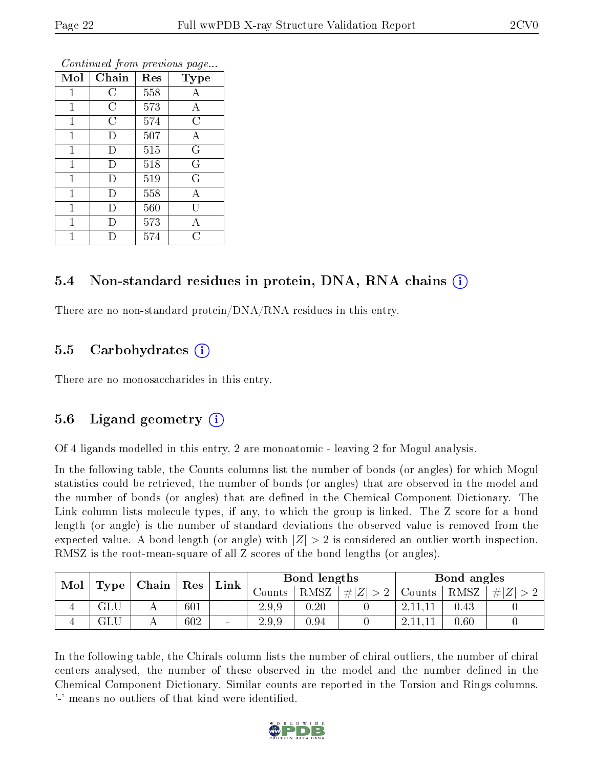*Continued from previous page...*

| Mol | Chain | Res | Type |
|---|---|---|---|
| 1 | C | 558 | A |
| 1 | C | 573 | A |
| 1 | C | 574 | C |
| 1 | D | 507 | A |
| 1 | D | 515 | G |
| 1 | D | 518 | G |
| 1 | D | 519 | G |
| 1 | D | 558 | A |
| 1 | D | 560 | U |
| 1 | D | 573 | A |
| 1 | D | 574 | C |

### 5.4 Non-standard residues in protein, DNA, RNA chains (i)

There are no non-standard protein/DNA/RNA residues in this entry.

### 5.5 Carbohydrates (i)

There are no monosaccharides in this entry.

### 5.6 Ligand geometry (i)

Of 4 ligands modelled in this entry, 2 are monoatomic - leaving 2 for Mogul analysis.

In the following table, the Counts columns list the number of bonds (or angles) for which Mogul statistics could be retrieved, the number of bonds (or angles) that are observed in the model and the number of bonds (or angles) that are defined in the Chemical Component Dictionary. The Link column lists molecule types, if any, to which the group is linked. The Z score for a bond length (or angle) is the number of standard deviations the observed value is removed from the expected value. A bond length (or angle) with $|Z| > 2$ is considered an outlier worth inspection. RMSZ is the root-mean-square of all Z scores of the bond lengths (or angles).

| Mol | Type | Chain | Res | Link | Bond lengths | | | Bond angles | | |
|---|---|---|---|---|---|---|---|---|---|---|
| | | | | | Counts | RMSZ | $\#\|Z\| > 2$ | Counts | RMSZ | $\#\|Z\| > 2$ |
| 4 | GLU | A | 601 | - | 2,9,9 | 0.20 | 0 | 2,11,11 | 0.43 | 0 |
| 4 | GLU | A | 602 | - | 2,9,9 | 0.94 | 0 | 2,11,11 | 0.60 | 0 |

In the following table, the Chirals column lists the number of chiral outliers, the number of chiral centers analysed, the number of these observed in the model and the number defined in the Chemical Component Dictionary. Similar counts are reported in the Torsion and Rings columns. '-' means no outliers of that kind were identified.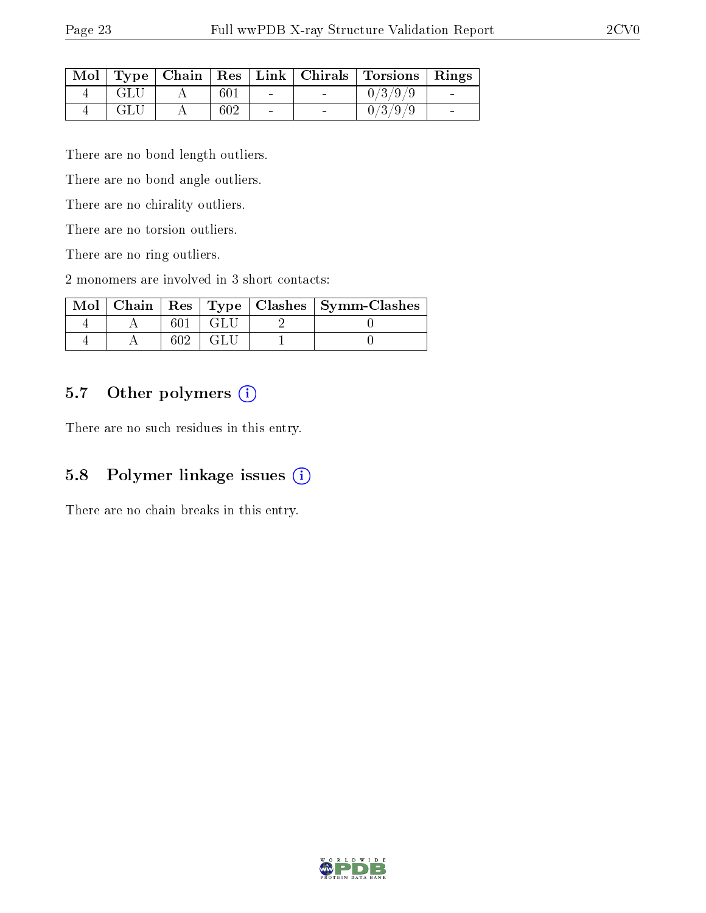| Mol | Type | Chain | Res | Link | Chirals | Torsions | Rings |
|---|---|---|---|---|---|---|---|
| 4 | GLU | A | 601 | - | - | 0/3/9/9 | - |
| 4 | GLU | A | 602 | - | - | 0/3/9/9 | - |

There are no bond length outliers.

There are no bond angle outliers.

There are no chirality outliers.

There are no torsion outliers.

There are no ring outliers.

2 monomers are involved in 3 short contacts:

| Mol | Chain | Res | Type | Clashes | Symm-Clashes |
|---|---|---|---|---|---|
| 4 | A | 601 | GLU | 2 | 0 |
| 4 | A | 602 | GLU | 1 | 0 |

## 5.7 Other polymers

There are no such residues in this entry.

## 5.8 Polymer linkage issues

There are no chain breaks in this entry.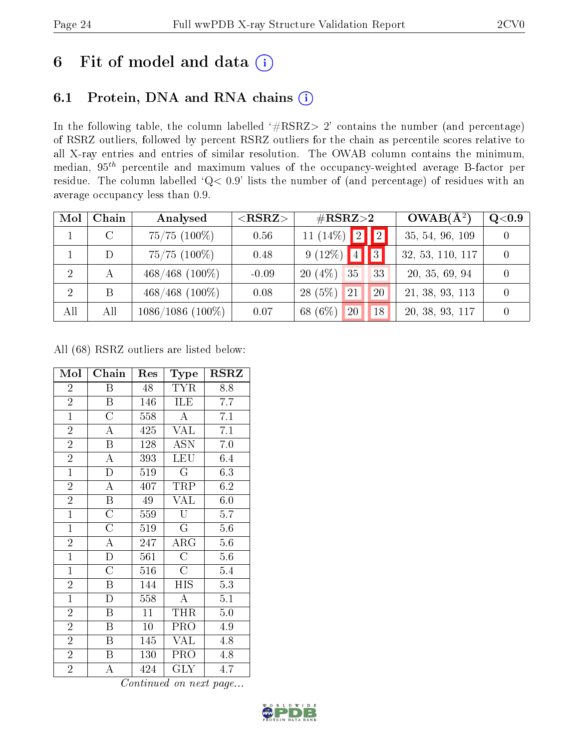# 6 Fit of model and data (i)

## 6.1 Protein, DNA and RNA chains (i)

In the following table, the column labelled '#RSRZ> 2' contains the number (and percentage) of RSRZ outliers, followed by percent RSRZ outliers for the chain as percentile scores relative to all X-ray entries and entries of similar resolution. The OWAB column contains the minimum, median, $95^{th}$ percentile and maximum values of the occupancy-weighted average B-factor per residue. The column labelled 'Q< 0.9' lists the number of (and percentage) of residues with an average occupancy less than 0.9.

| Mol | Chain | Analysed | <RSRZ> | #RSRZ>2 | | | OWAB(Å$^2$) | Q<0.9 |
|---|---|---|---|---|---|---|---|---|
| 1 | C | 75/75 (100%) | 0.56 | 11 (14%) | 2 | 2 | 35, 54, 96, 109 | 0 |
| 1 | D | 75/75 (100%) | 0.48 | 9 (12%) | 4 | 3 | 32, 53, 110, 117 | 0 |
| 2 | A | 468/468 (100%) | -0.09 | 20 (4%) | 35 | 33 | 20, 35, 69, 94 | 0 |
| 2 | B | 468/468 (100%) | 0.08 | 28 (5%) | 21 | 20 | 21, 38, 93, 113 | 0 |
| All | All | 1086/1086 (100%) | 0.07 | 68 (6%) | 20 | 18 | 20, 38, 93, 117 | 0 |

All (68) RSRZ outliers are listed below:

| Mol | Chain | Res | Type | RSRZ |
|---|---|---|---|---|
| 2 | B | 48 | TYR | 8.8 |
| 2 | B | 146 | ILE | 7.7 |
| 1 | C | 558 | A | 7.1 |
| 2 | A | 425 | VAL | 7.1 |
| 2 | B | 128 | ASN | 7.0 |
| 2 | A | 393 | LEU | 6.4 |
| 1 | D | 519 | G | 6.3 |
| 2 | A | 407 | TRP | 6.2 |
| 2 | B | 49 | VAL | 6.0 |
| 1 | C | 559 | U | 5.7 |
| 1 | C | 519 | G | 5.6 |
| 2 | A | 247 | ARG | 5.6 |
| 1 | D | 561 | C | 5.6 |
| 1 | C | 516 | C | 5.4 |
| 2 | B | 144 | HIS | 5.3 |
| 1 | D | 558 | A | 5.1 |
| 2 | B | 11 | THR | 5.0 |
| 2 | B | 10 | PRO | 4.9 |
| 2 | B | 145 | VAL | 4.8 |
| 2 | B | 130 | PRO | 4.8 |
| 2 | A | 424 | GLY | 4.7 |

*Continued on next page...*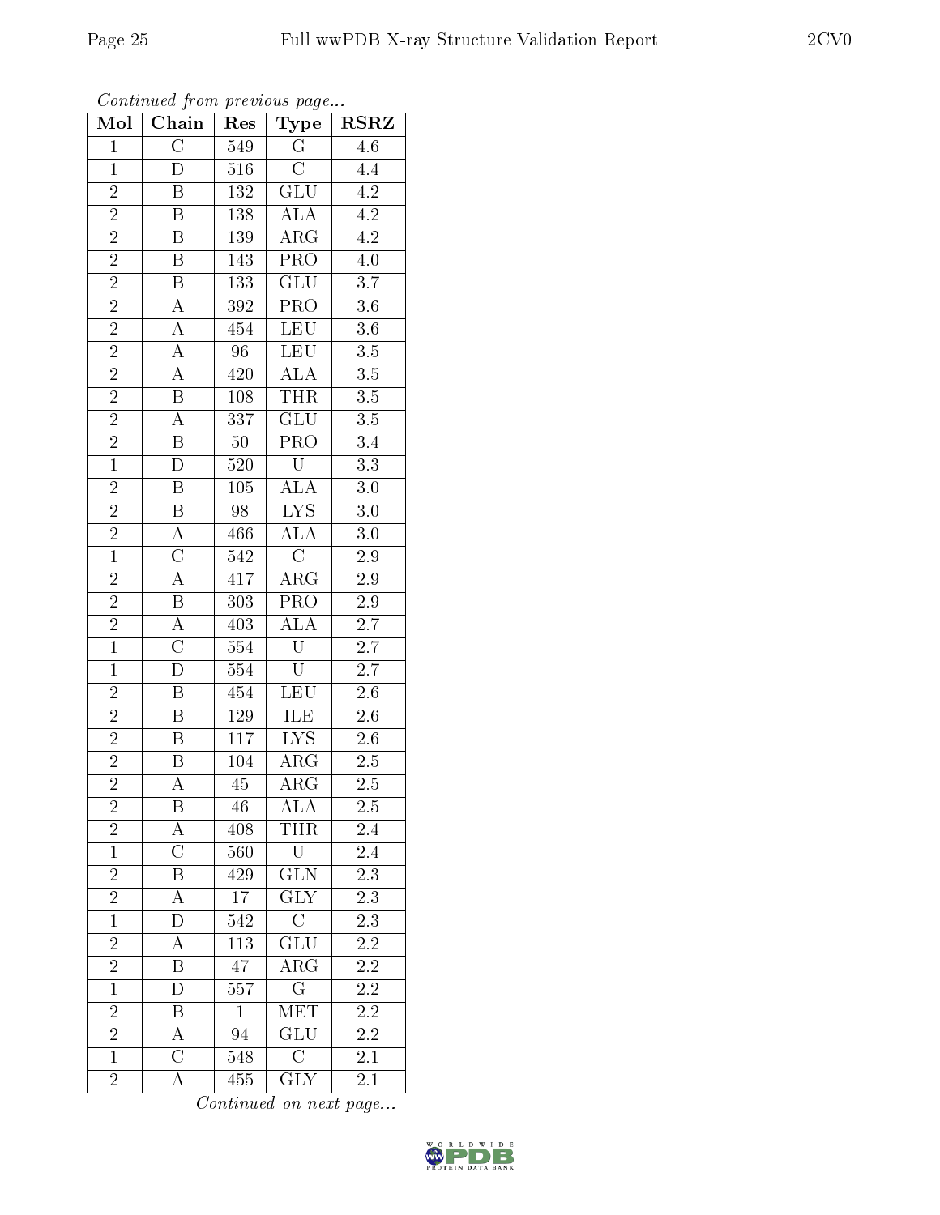*Continued from previous page...*

| Mol | Chain | Res | Type | RSRZ |
|---|---|---|---|---|
| 1 | C | 549 | G | 4.6 |
| 1 | D | 516 | C | 4.4 |
| 2 | B | 132 | GLU | 4.2 |
| 2 | B | 138 | ALA | 4.2 |
| 2 | B | 139 | ARG | 4.2 |
| 2 | B | 143 | PRO | 4.0 |
| 2 | B | 133 | GLU | 3.7 |
| 2 | A | 392 | PRO | 3.6 |
| 2 | A | 454 | LEU | 3.6 |
| 2 | A | 96 | LEU | 3.5 |
| 2 | A | 420 | ALA | 3.5 |
| 2 | B | 108 | THR | 3.5 |
| 2 | A | 337 | GLU | 3.5 |
| 2 | B | 50 | PRO | 3.4 |
| 1 | D | 520 | U | 3.3 |
| 2 | B | 105 | ALA | 3.0 |
| 2 | B | 98 | LYS | 3.0 |
| 2 | A | 466 | ALA | 3.0 |
| 1 | C | 542 | C | 2.9 |
| 2 | A | 417 | ARG | 2.9 |
| 2 | B | 303 | PRO | 2.9 |
| 2 | A | 403 | ALA | 2.7 |
| 1 | C | 554 | U | 2.7 |
| 1 | D | 554 | U | 2.7 |
| 2 | B | 454 | LEU | 2.6 |
| 2 | B | 129 | ILE | 2.6 |
| 2 | B | 117 | LYS | 2.6 |
| 2 | B | 104 | ARG | 2.5 |
| 2 | A | 45 | ARG | 2.5 |
| 2 | B | 46 | ALA | 2.5 |
| 2 | A | 408 | THR | 2.4 |
| 1 | C | 560 | U | 2.4 |
| 2 | B | 429 | GLN | 2.3 |
| 2 | A | 17 | GLY | 2.3 |
| 1 | D | 542 | C | 2.3 |
| 2 | A | 113 | GLU | 2.2 |
| 2 | B | 47 | ARG | 2.2 |
| 1 | D | 557 | G | 2.2 |
| 2 | B | 1 | MET | 2.2 |
| 2 | A | 94 | GLU | 2.2 |
| 1 | C | 548 | C | 2.1 |
| 2 | A | 455 | GLY | 2.1 |

*Continued on next page...*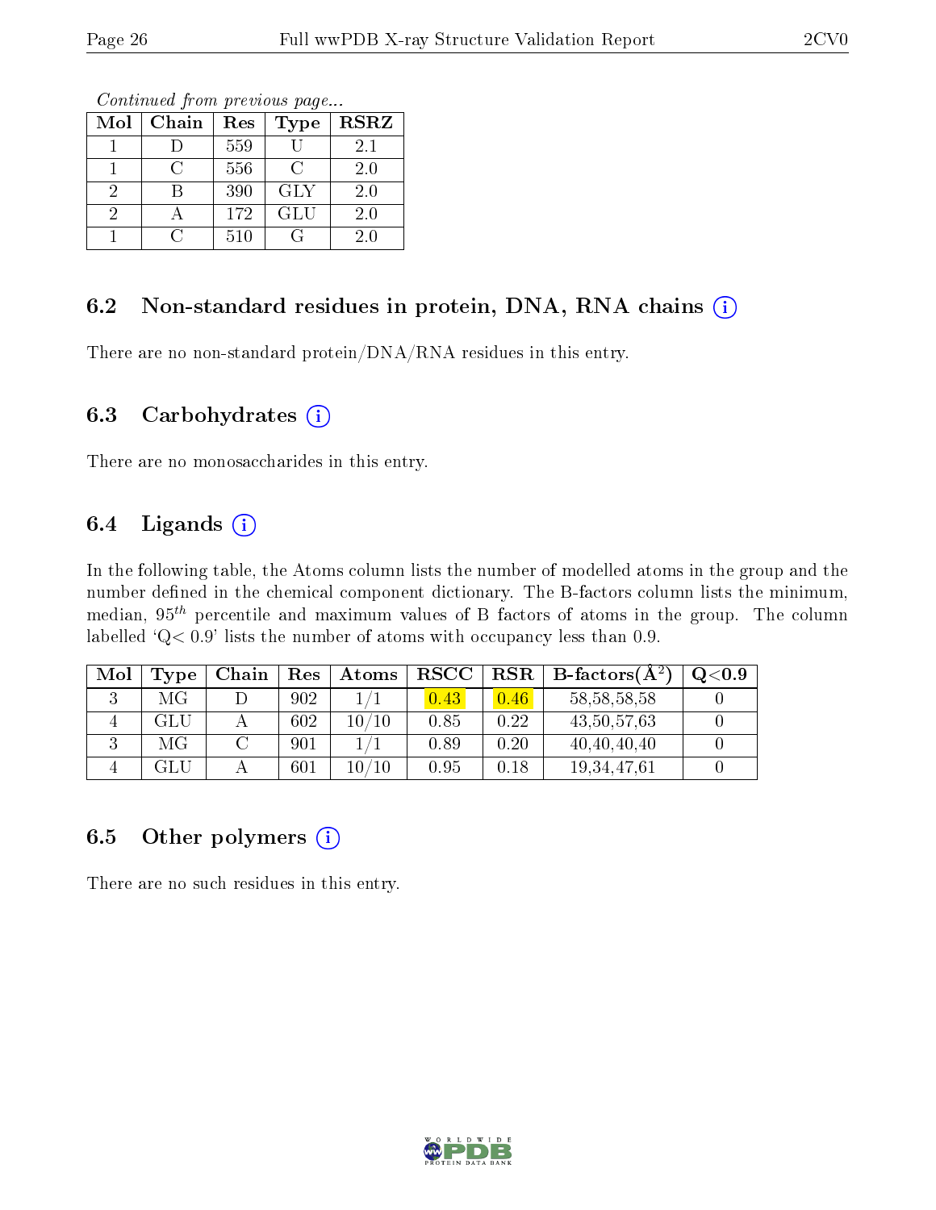*Continued from previous page...*

| Mol | Chain | Res | Type | RSRZ |
|---|---|---|---|---|
| 1 | D | 559 | U | 2.1 |
| 1 | C | 556 | C | 2.0 |
| 2 | B | 390 | GLY | 2.0 |
| 2 | A | 172 | GLU | 2.0 |
| 1 | C | 510 | G | 2.0 |

### 6.2 Non-standard residues in protein, DNA, RNA chains (i)

There are no non-standard protein/DNA/RNA residues in this entry.

### 6.3 Carbohydrates (i)

There are no monosaccharides in this entry.

### 6.4 Ligands (i)

In the following table, the Atoms column lists the number of modelled atoms in the group and the number defined in the chemical component dictionary. The B-factors column lists the minimum, median, $95^{th}$ percentile and maximum values of B factors of atoms in the group. The column labelled 'Q< 0.9' lists the number of atoms with occupancy less than 0.9.

| Mol | Type | Chain | Res | Atoms | RSCC | RSR | B-factors(Å$^2$) | Q<0.9 |
|---|---|---|---|---|---|---|---|---|
| 3 | MG | D | 902 | 1/1 | 0.43 | 0.46 | 58,58,58,58 | 0 |
| 4 | GLU | A | 602 | 10/10 | 0.85 | 0.22 | 43,50,57,63 | 0 |
| 3 | MG | C | 901 | 1/1 | 0.89 | 0.20 | 40,40,40,40 | 0 |
| 4 | GLU | A | 601 | 10/10 | 0.95 | 0.18 | 19,34,47,61 | 0 |

### 6.5 Other polymers (i)

There are no such residues in this entry.